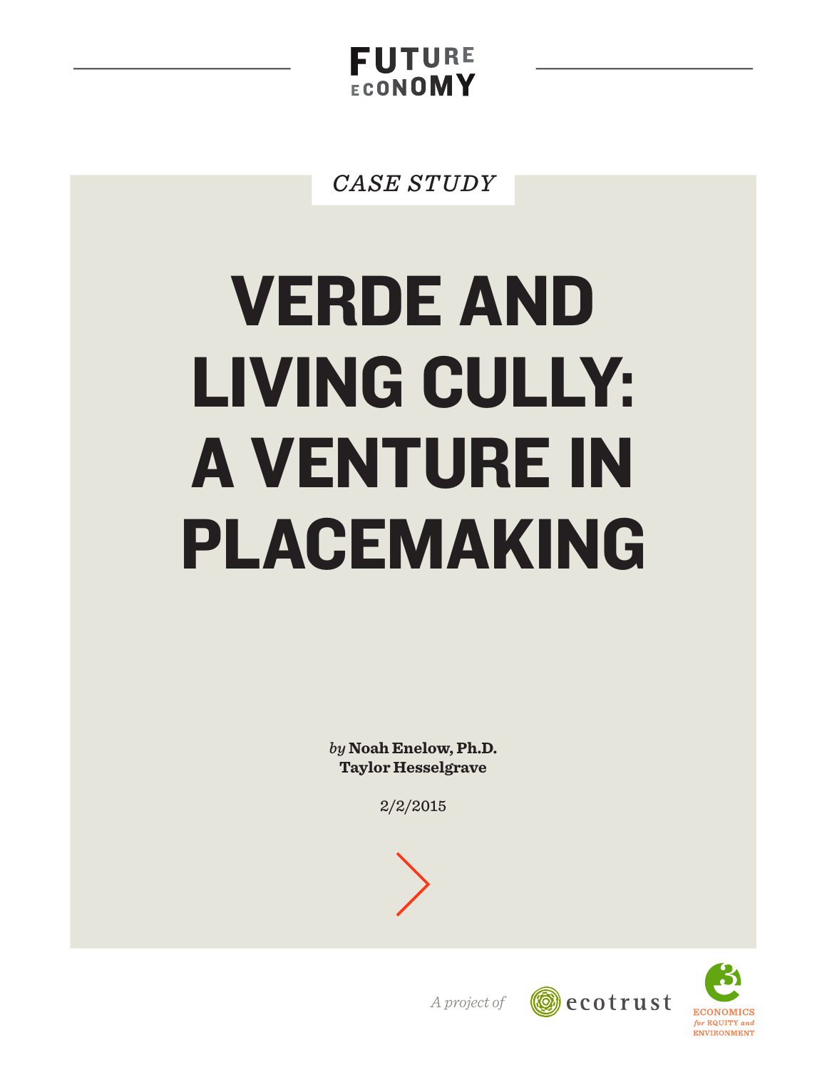FUTURE ECONOMY

*CASE STUDY*

# VERDE AND LIVING CULLY: A VENTURE IN PLACEMAKING

*by* **Noah Enelow, Ph.D.**
**Taylor Hesselgrave**

2/2/2015

*A project of* ecotrust ECONOMICS *for* EQUITY *and* ENVIRONMENT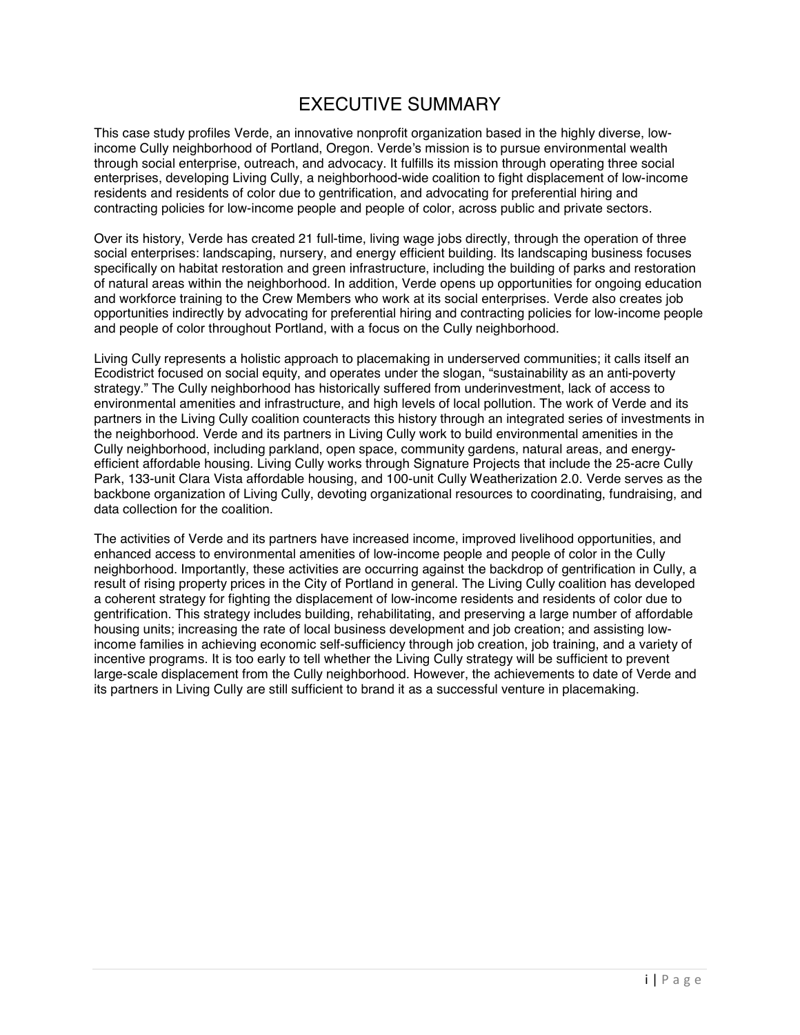# EXECUTIVE SUMMARY

This case study profiles Verde, an innovative nonprofit organization based in the highly diverse, low-income Cully neighborhood of Portland, Oregon. Verde's mission is to pursue environmental wealth through social enterprise, outreach, and advocacy. It fulfills its mission through operating three social enterprises, developing Living Cully, a neighborhood-wide coalition to fight displacement of low-income residents and residents of color due to gentrification, and advocating for preferential hiring and contracting policies for low-income people and people of color, across public and private sectors.

Over its history, Verde has created 21 full-time, living wage jobs directly, through the operation of three social enterprises: landscaping, nursery, and energy efficient building. Its landscaping business focuses specifically on habitat restoration and green infrastructure, including the building of parks and restoration of natural areas within the neighborhood. In addition, Verde opens up opportunities for ongoing education and workforce training to the Crew Members who work at its social enterprises. Verde also creates job opportunities indirectly by advocating for preferential hiring and contracting policies for low-income people and people of color throughout Portland, with a focus on the Cully neighborhood.

Living Cully represents a holistic approach to placemaking in underserved communities; it calls itself an Ecodistrict focused on social equity, and operates under the slogan, "sustainability as an anti-poverty strategy." The Cully neighborhood has historically suffered from underinvestment, lack of access to environmental amenities and infrastructure, and high levels of local pollution. The work of Verde and its partners in the Living Cully coalition counteracts this history through an integrated series of investments in the neighborhood. Verde and its partners in Living Cully work to build environmental amenities in the Cully neighborhood, including parkland, open space, community gardens, natural areas, and energy-efficient affordable housing. Living Cully works through Signature Projects that include the 25-acre Cully Park, 133-unit Clara Vista affordable housing, and 100-unit Cully Weatherization 2.0. Verde serves as the backbone organization of Living Cully, devoting organizational resources to coordinating, fundraising, and data collection for the coalition.

The activities of Verde and its partners have increased income, improved livelihood opportunities, and enhanced access to environmental amenities of low-income people and people of color in the Cully neighborhood. Importantly, these activities are occurring against the backdrop of gentrification in Cully, a result of rising property prices in the City of Portland in general. The Living Cully coalition has developed a coherent strategy for fighting the displacement of low-income residents and residents of color due to gentrification. This strategy includes building, rehabilitating, and preserving a large number of affordable housing units; increasing the rate of local business development and job creation; and assisting low-income families in achieving economic self-sufficiency through job creation, job training, and a variety of incentive programs. It is too early to tell whether the Living Cully strategy will be sufficient to prevent large-scale displacement from the Cully neighborhood. However, the achievements to date of Verde and its partners in Living Cully are still sufficient to brand it as a successful venture in placemaking.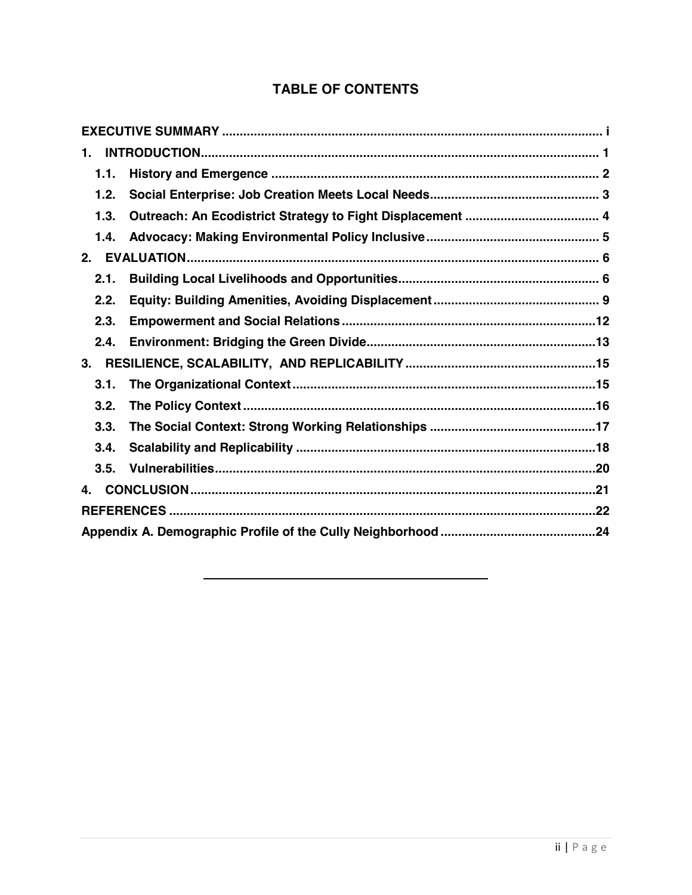# TABLE OF CONTENTS

| | |
|---|---|
| **EXECUTIVE SUMMARY** | **i** |
| **1. INTRODUCTION** | **1** |
| **1.1. History and Emergence** | **2** |
| **1.2. Social Enterprise: Job Creation Meets Local Needs** | **3** |
| **1.3. Outreach: An Ecodistrict Strategy to Fight Displacement** | **4** |
| **1.4. Advocacy: Making Environmental Policy Inclusive** | **5** |
| **2. EVALUATION** | **6** |
| **2.1. Building Local Livelihoods and Opportunities** | **6** |
| **2.2. Equity: Building Amenities, Avoiding Displacement** | **9** |
| **2.3. Empowerment and Social Relations** | **12** |
| **2.4. Environment: Bridging the Green Divide** | **13** |
| **3. RESILIENCE, SCALABILITY, AND REPLICABILITY** | **15** |
| **3.1. The Organizational Context** | **15** |
| **3.2. The Policy Context** | **16** |
| **3.3. The Social Context: Strong Working Relationships** | **17** |
| **3.4. Scalability and Replicability** | **18** |
| **3.5. Vulnerabilities** | **20** |
| **4. CONCLUSION** | **21** |
| **REFERENCES** | **22** |
| **Appendix A. Demographic Profile of the Cully Neighborhood** | **24** |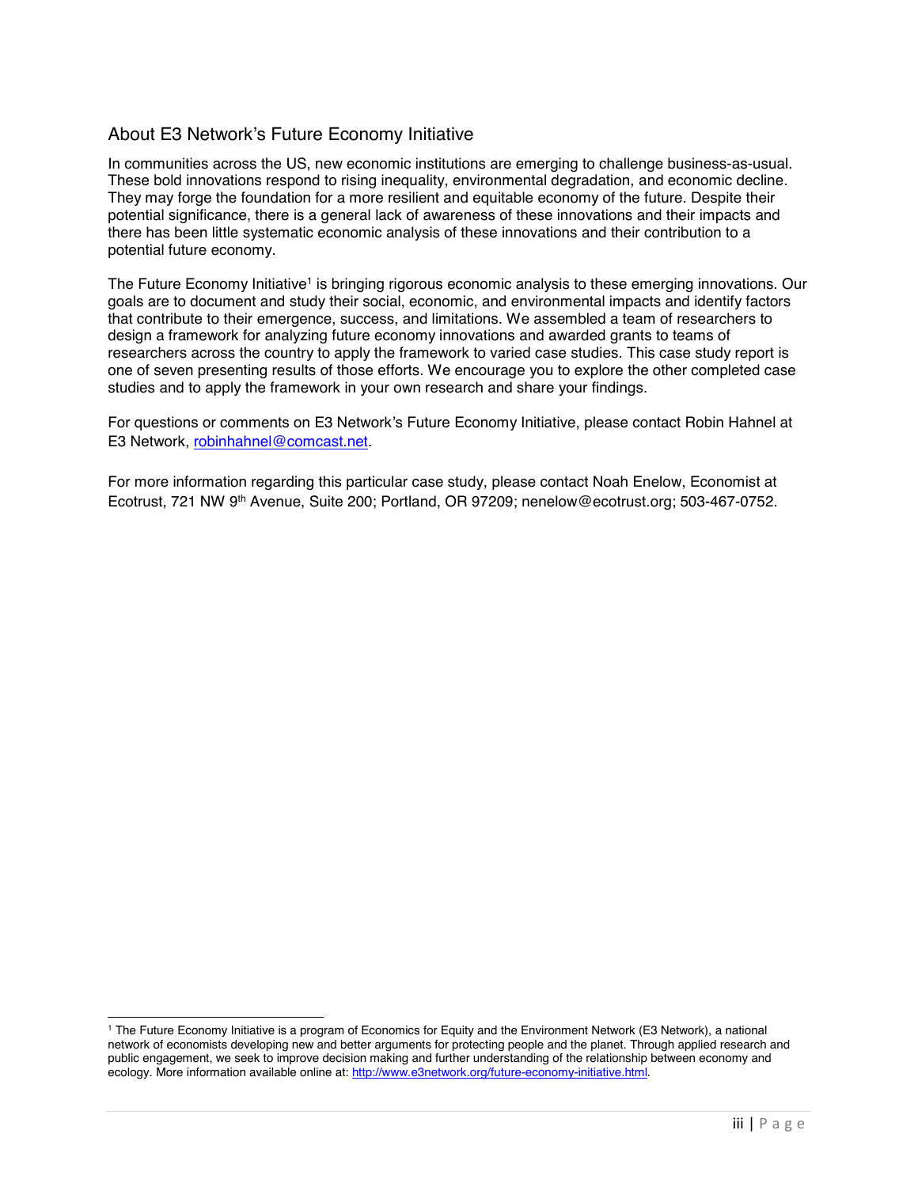## About E3 Network's Future Economy Initiative

In communities across the US, new economic institutions are emerging to challenge business-as-usual. These bold innovations respond to rising inequality, environmental degradation, and economic decline. They may forge the foundation for a more resilient and equitable economy of the future. Despite their potential significance, there is a general lack of awareness of these innovations and their impacts and there has been little systematic economic analysis of these innovations and their contribution to a potential future economy.

The Future Economy Initiative[1] is bringing rigorous economic analysis to these emerging innovations. Our goals are to document and study their social, economic, and environmental impacts and identify factors that contribute to their emergence, success, and limitations. We assembled a team of researchers to design a framework for analyzing future economy innovations and awarded grants to teams of researchers across the country to apply the framework to varied case studies. This case study report is one of seven presenting results of those efforts. We encourage you to explore the other completed case studies and to apply the framework in your own research and share your findings.

For questions or comments on E3 Network's Future Economy Initiative, please contact Robin Hahnel at E3 Network, robinhahnel@comcast.net.

For more information regarding this particular case study, please contact Noah Enelow, Economist at Ecotrust, 721 NW 9th Avenue, Suite 200; Portland, OR 97209; nenelow@ecotrust.org; 503-467-0752.

[1] The Future Economy Initiative is a program of Economics for Equity and the Environment Network (E3 Network), a national network of economists developing new and better arguments for protecting people and the planet. Through applied research and public engagement, we seek to improve decision making and further understanding of the relationship between economy and ecology. More information available online at: http://www.e3network.org/future-economy-initiative.html.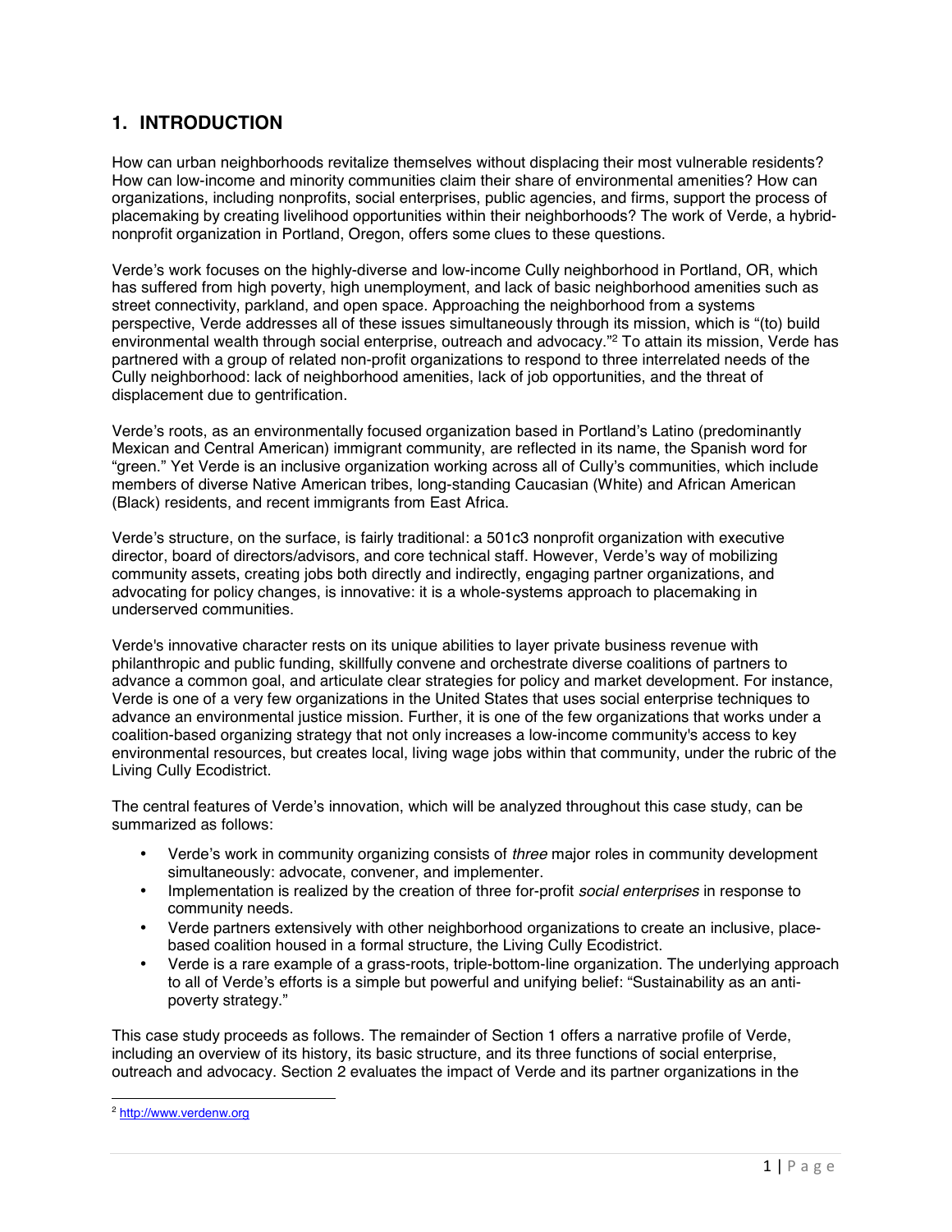## 1. INTRODUCTION

How can urban neighborhoods revitalize themselves without displacing their most vulnerable residents? How can low-income and minority communities claim their share of environmental amenities? How can organizations, including nonprofits, social enterprises, public agencies, and firms, support the process of placemaking by creating livelihood opportunities within their neighborhoods? The work of Verde, a hybrid-nonprofit organization in Portland, Oregon, offers some clues to these questions.

Verde's work focuses on the highly-diverse and low-income Cully neighborhood in Portland, OR, which has suffered from high poverty, high unemployment, and lack of basic neighborhood amenities such as street connectivity, parkland, and open space. Approaching the neighborhood from a systems perspective, Verde addresses all of these issues simultaneously through its mission, which is "(to) build environmental wealth through social enterprise, outreach and advocacy."[2] To attain its mission, Verde has partnered with a group of related non-profit organizations to respond to three interrelated needs of the Cully neighborhood: lack of neighborhood amenities, lack of job opportunities, and the threat of displacement due to gentrification.

Verde's roots, as an environmentally focused organization based in Portland's Latino (predominantly Mexican and Central American) immigrant community, are reflected in its name, the Spanish word for "green." Yet Verde is an inclusive organization working across all of Cully's communities, which include members of diverse Native American tribes, long-standing Caucasian (White) and African American (Black) residents, and recent immigrants from East Africa.

Verde's structure, on the surface, is fairly traditional: a 501c3 nonprofit organization with executive director, board of directors/advisors, and core technical staff. However, Verde's way of mobilizing community assets, creating jobs both directly and indirectly, engaging partner organizations, and advocating for policy changes, is innovative: it is a whole-systems approach to placemaking in underserved communities.

Verde's innovative character rests on its unique abilities to layer private business revenue with philanthropic and public funding, skillfully convene and orchestrate diverse coalitions of partners to advance a common goal, and articulate clear strategies for policy and market development. For instance, Verde is one of a very few organizations in the United States that uses social enterprise techniques to advance an environmental justice mission. Further, it is one of the few organizations that works under a coalition-based organizing strategy that not only increases a low-income community's access to key environmental resources, but creates local, living wage jobs within that community, under the rubric of the Living Cully Ecodistrict.

The central features of Verde's innovation, which will be analyzed throughout this case study, can be summarized as follows:

- Verde's work in community organizing consists of *three* major roles in community development simultaneously: advocate, convener, and implementer.
- Implementation is realized by the creation of three for-profit *social enterprises* in response to community needs.
- Verde partners extensively with other neighborhood organizations to create an inclusive, place-based coalition housed in a formal structure, the Living Cully Ecodistrict.
- Verde is a rare example of a grass-roots, triple-bottom-line organization. The underlying approach to all of Verde's efforts is a simple but powerful and unifying belief: "Sustainability as an anti-poverty strategy."

This case study proceeds as follows. The remainder of Section 1 offers a narrative profile of Verde, including an overview of its history, its basic structure, and its three functions of social enterprise, outreach and advocacy. Section 2 evaluates the impact of Verde and its partner organizations in the

[2] http://www.verdenw.org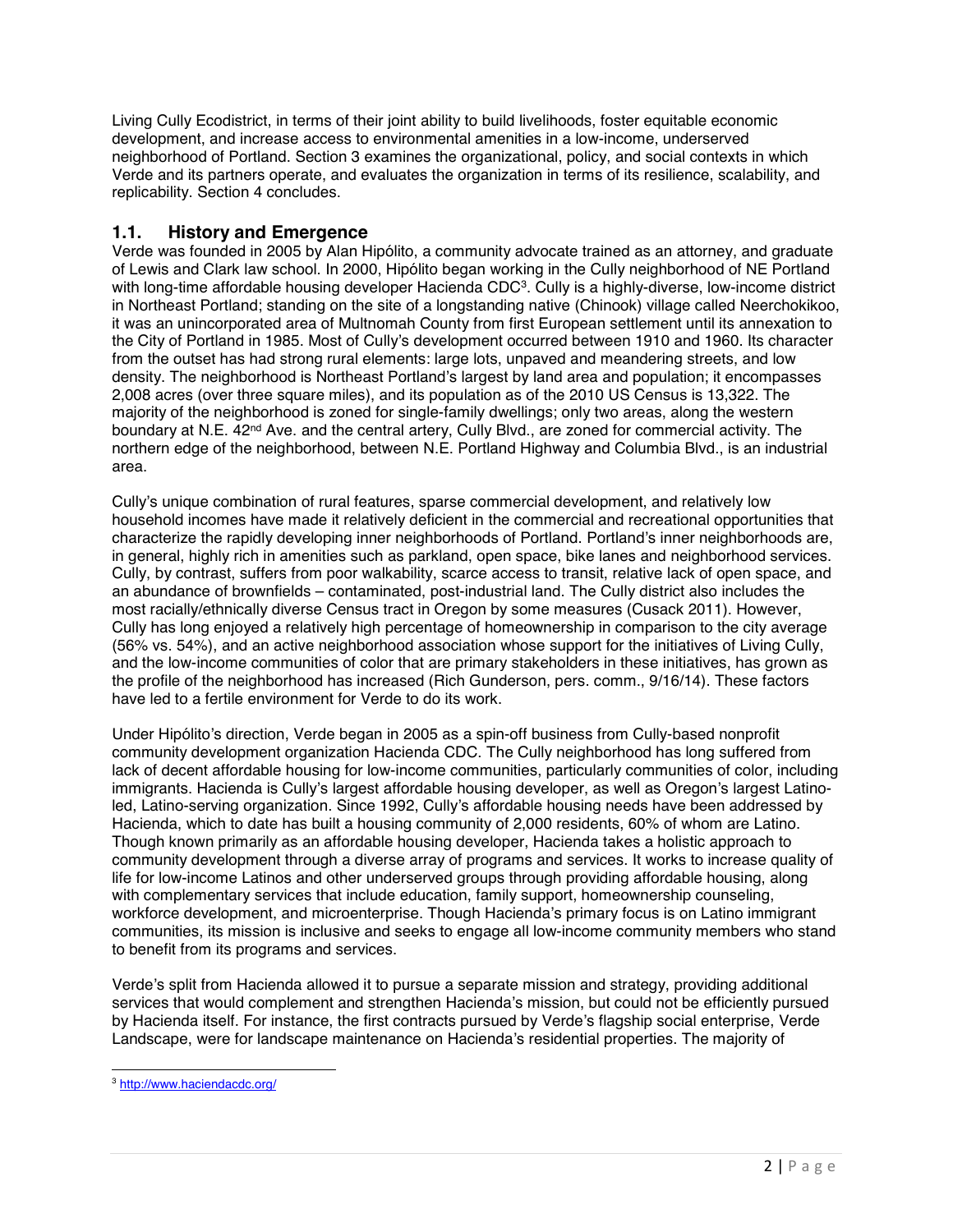Living Cully Ecodistrict, in terms of their joint ability to build livelihoods, foster equitable economic development, and increase access to environmental amenities in a low-income, underserved neighborhood of Portland. Section 3 examines the organizational, policy, and social contexts in which Verde and its partners operate, and evaluates the organization in terms of its resilience, scalability, and replicability. Section 4 concludes.

## 1.1. History and Emergence

Verde was founded in 2005 by Alan Hipólito, a community advocate trained as an attorney, and graduate of Lewis and Clark law school. In 2000, Hipólito began working in the Cully neighborhood of NE Portland with long-time affordable housing developer Hacienda CDC[3]. Cully is a highly-diverse, low-income district in Northeast Portland; standing on the site of a longstanding native (Chinook) village called Neerchokikoo, it was an unincorporated area of Multnomah County from first European settlement until its annexation to the City of Portland in 1985. Most of Cully's development occurred between 1910 and 1960. Its character from the outset has had strong rural elements: large lots, unpaved and meandering streets, and low density. The neighborhood is Northeast Portland's largest by land area and population; it encompasses 2,008 acres (over three square miles), and its population as of the 2010 US Census is 13,322. The majority of the neighborhood is zoned for single-family dwellings; only two areas, along the western boundary at N.E. 42nd Ave. and the central artery, Cully Blvd., are zoned for commercial activity. The northern edge of the neighborhood, between N.E. Portland Highway and Columbia Blvd., is an industrial area.

Cully's unique combination of rural features, sparse commercial development, and relatively low household incomes have made it relatively deficient in the commercial and recreational opportunities that characterize the rapidly developing inner neighborhoods of Portland. Portland's inner neighborhoods are, in general, highly rich in amenities such as parkland, open space, bike lanes and neighborhood services. Cully, by contrast, suffers from poor walkability, scarce access to transit, relative lack of open space, and an abundance of brownfields – contaminated, post-industrial land. The Cully district also includes the most racially/ethnically diverse Census tract in Oregon by some measures (Cusack 2011). However, Cully has long enjoyed a relatively high percentage of homeownership in comparison to the city average (56% vs. 54%), and an active neighborhood association whose support for the initiatives of Living Cully, and the low-income communities of color that are primary stakeholders in these initiatives, has grown as the profile of the neighborhood has increased (Rich Gunderson, pers. comm., 9/16/14). These factors have led to a fertile environment for Verde to do its work.

Under Hipólito's direction, Verde began in 2005 as a spin-off business from Cully-based nonprofit community development organization Hacienda CDC. The Cully neighborhood has long suffered from lack of decent affordable housing for low-income communities, particularly communities of color, including immigrants. Hacienda is Cully's largest affordable housing developer, as well as Oregon's largest Latino-led, Latino-serving organization. Since 1992, Cully's affordable housing needs have been addressed by Hacienda, which to date has built a housing community of 2,000 residents, 60% of whom are Latino. Though known primarily as an affordable housing developer, Hacienda takes a holistic approach to community development through a diverse array of programs and services. It works to increase quality of life for low-income Latinos and other underserved groups through providing affordable housing, along with complementary services that include education, family support, homeownership counseling, workforce development, and microenterprise. Though Hacienda's primary focus is on Latino immigrant communities, its mission is inclusive and seeks to engage all low-income community members who stand to benefit from its programs and services.

Verde's split from Hacienda allowed it to pursue a separate mission and strategy, providing additional services that would complement and strengthen Hacienda's mission, but could not be efficiently pursued by Hacienda itself. For instance, the first contracts pursued by Verde's flagship social enterprise, Verde Landscape, were for landscape maintenance on Hacienda's residential properties. The majority of

[3] http://www.haciendacdc.org/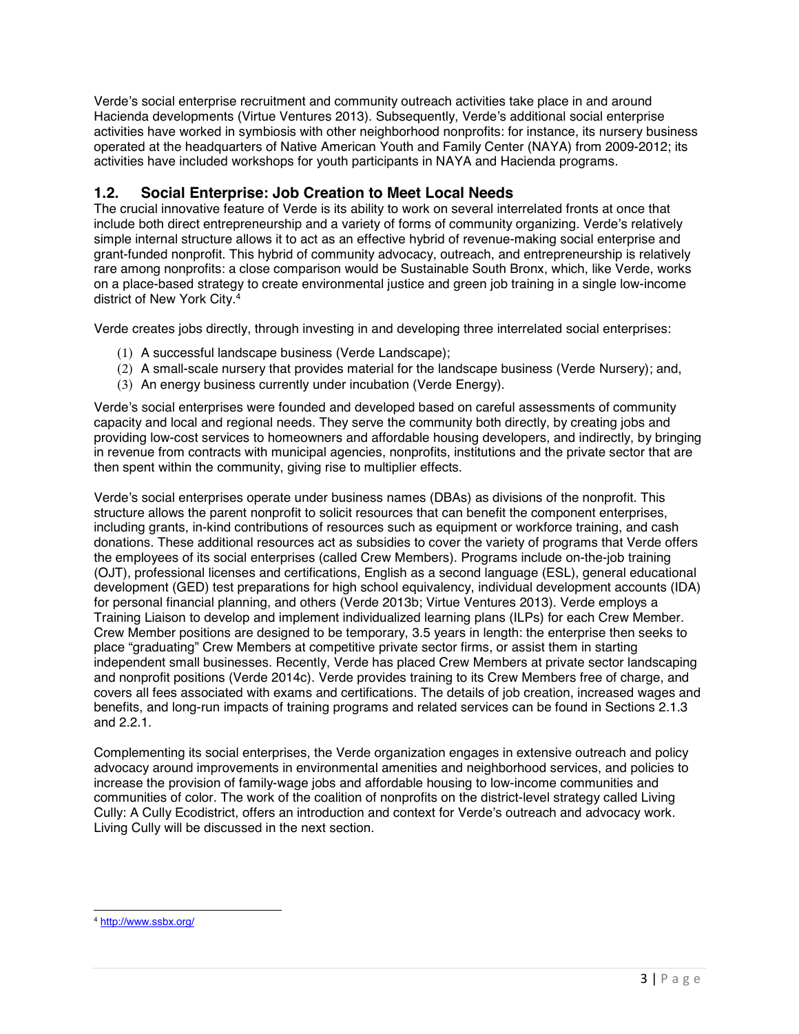Verde's social enterprise recruitment and community outreach activities take place in and around Hacienda developments (Virtue Ventures 2013). Subsequently, Verde's additional social enterprise activities have worked in symbiosis with other neighborhood nonprofits: for instance, its nursery business operated at the headquarters of Native American Youth and Family Center (NAYA) from 2009-2012; its activities have included workshops for youth participants in NAYA and Hacienda programs.

## 1.2. Social Enterprise: Job Creation to Meet Local Needs

The crucial innovative feature of Verde is its ability to work on several interrelated fronts at once that include both direct entrepreneurship and a variety of forms of community organizing. Verde's relatively simple internal structure allows it to act as an effective hybrid of revenue-making social enterprise and grant-funded nonprofit. This hybrid of community advocacy, outreach, and entrepreneurship is relatively rare among nonprofits: a close comparison would be Sustainable South Bronx, which, like Verde, works on a place-based strategy to create environmental justice and green job training in a single low-income district of New York City.[4]

Verde creates jobs directly, through investing in and developing three interrelated social enterprises:

(1) A successful landscape business (Verde Landscape);
(2) A small-scale nursery that provides material for the landscape business (Verde Nursery); and,
(3) An energy business currently under incubation (Verde Energy).

Verde's social enterprises were founded and developed based on careful assessments of community capacity and local and regional needs. They serve the community both directly, by creating jobs and providing low-cost services to homeowners and affordable housing developers, and indirectly, by bringing in revenue from contracts with municipal agencies, nonprofits, institutions and the private sector that are then spent within the community, giving rise to multiplier effects.

Verde's social enterprises operate under business names (DBAs) as divisions of the nonprofit. This structure allows the parent nonprofit to solicit resources that can benefit the component enterprises, including grants, in-kind contributions of resources such as equipment or workforce training, and cash donations. These additional resources act as subsidies to cover the variety of programs that Verde offers the employees of its social enterprises (called Crew Members). Programs include on-the-job training (OJT), professional licenses and certifications, English as a second language (ESL), general educational development (GED) test preparations for high school equivalency, individual development accounts (IDA) for personal financial planning, and others (Verde 2013b; Virtue Ventures 2013). Verde employs a Training Liaison to develop and implement individualized learning plans (ILPs) for each Crew Member. Crew Member positions are designed to be temporary, 3.5 years in length: the enterprise then seeks to place "graduating" Crew Members at competitive private sector firms, or assist them in starting independent small businesses. Recently, Verde has placed Crew Members at private sector landscaping and nonprofit positions (Verde 2014c). Verde provides training to its Crew Members free of charge, and covers all fees associated with exams and certifications. The details of job creation, increased wages and benefits, and long-run impacts of training programs and related services can be found in Sections 2.1.3 and 2.2.1.

Complementing its social enterprises, the Verde organization engages in extensive outreach and policy advocacy around improvements in environmental amenities and neighborhood services, and policies to increase the provision of family-wage jobs and affordable housing to low-income communities and communities of color. The work of the coalition of nonprofits on the district-level strategy called Living Cully: A Cully Ecodistrict, offers an introduction and context for Verde's outreach and advocacy work. Living Cully will be discussed in the next section.

---

[4] http://www.ssbx.org/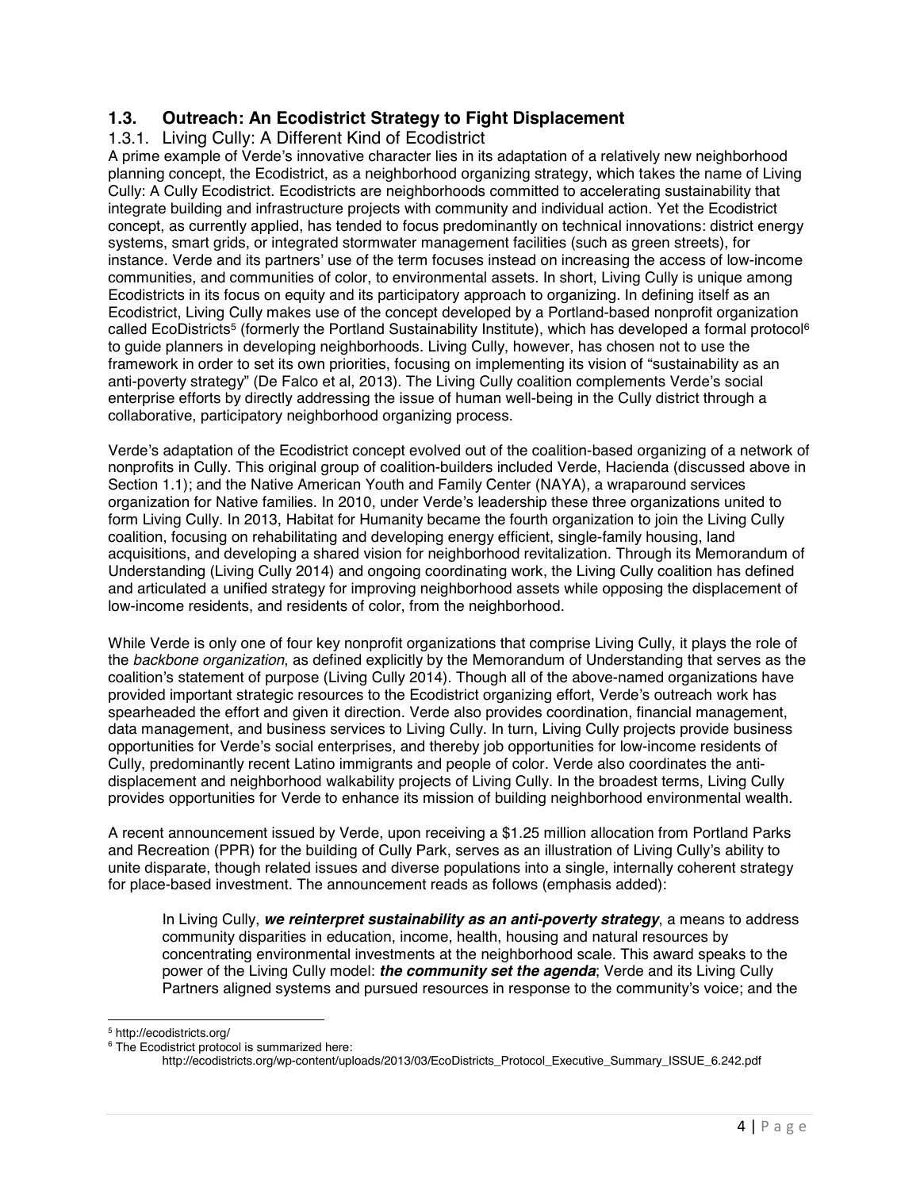## 1.3. Outreach: An Ecodistrict Strategy to Fight Displacement

### 1.3.1. Living Cully: A Different Kind of Ecodistrict

A prime example of Verde's innovative character lies in its adaptation of a relatively new neighborhood planning concept, the Ecodistrict, as a neighborhood organizing strategy, which takes the name of Living Cully: A Cully Ecodistrict. Ecodistricts are neighborhoods committed to accelerating sustainability that integrate building and infrastructure projects with community and individual action. Yet the Ecodistrict concept, as currently applied, has tended to focus predominantly on technical innovations: district energy systems, smart grids, or integrated stormwater management facilities (such as green streets), for instance. Verde and its partners' use of the term focuses instead on increasing the access of low-income communities, and communities of color, to environmental assets. In short, Living Cully is unique among Ecodistricts in its focus on equity and its participatory approach to organizing. In defining itself as an Ecodistrict, Living Cully makes use of the concept developed by a Portland-based nonprofit organization called EcoDistricts[5] (formerly the Portland Sustainability Institute), which has developed a formal protocol[6] to guide planners in developing neighborhoods. Living Cully, however, has chosen not to use the framework in order to set its own priorities, focusing on implementing its vision of "sustainability as an anti-poverty strategy" (De Falco et al, 2013). The Living Cully coalition complements Verde's social enterprise efforts by directly addressing the issue of human well-being in the Cully district through a collaborative, participatory neighborhood organizing process.

Verde's adaptation of the Ecodistrict concept evolved out of the coalition-based organizing of a network of nonprofits in Cully. This original group of coalition-builders included Verde, Hacienda (discussed above in Section 1.1); and the Native American Youth and Family Center (NAYA), a wraparound services organization for Native families. In 2010, under Verde's leadership these three organizations united to form Living Cully. In 2013, Habitat for Humanity became the fourth organization to join the Living Cully coalition, focusing on rehabilitating and developing energy efficient, single-family housing, land acquisitions, and developing a shared vision for neighborhood revitalization. Through its Memorandum of Understanding (Living Cully 2014) and ongoing coordinating work, the Living Cully coalition has defined and articulated a unified strategy for improving neighborhood assets while opposing the displacement of low-income residents, and residents of color, from the neighborhood.

While Verde is only one of four key nonprofit organizations that comprise Living Cully, it plays the role of the *backbone organization*, as defined explicitly by the Memorandum of Understanding that serves as the coalition's statement of purpose (Living Cully 2014). Though all of the above-named organizations have provided important strategic resources to the Ecodistrict organizing effort, Verde's outreach work has spearheaded the effort and given it direction. Verde also provides coordination, financial management, data management, and business services to Living Cully. In turn, Living Cully projects provide business opportunities for Verde's social enterprises, and thereby job opportunities for low-income residents of Cully, predominantly recent Latino immigrants and people of color. Verde also coordinates the anti-displacement and neighborhood walkability projects of Living Cully. In the broadest terms, Living Cully provides opportunities for Verde to enhance its mission of building neighborhood environmental wealth.

A recent announcement issued by Verde, upon receiving a $1.25 million allocation from Portland Parks and Recreation (PPR) for the building of Cully Park, serves as an illustration of Living Cully's ability to unite disparate, though related issues and diverse populations into a single, internally coherent strategy for place-based investment. The announcement reads as follows (emphasis added):

> In Living Cully, ***we reinterpret sustainability as an anti-poverty strategy***, a means to address community disparities in education, income, health, housing and natural resources by concentrating environmental investments at the neighborhood scale. This award speaks to the power of the Living Cully model: ***the community set the agenda***; Verde and its Living Cully Partners aligned systems and pursued resources in response to the community's voice; and the

---

[5] http://ecodistricts.org/

[6] The Ecodistrict protocol is summarized here: http://ecodistricts.org/wp-content/uploads/2013/03/EcoDistricts_Protocol_Executive_Summary_ISSUE_6.242.pdf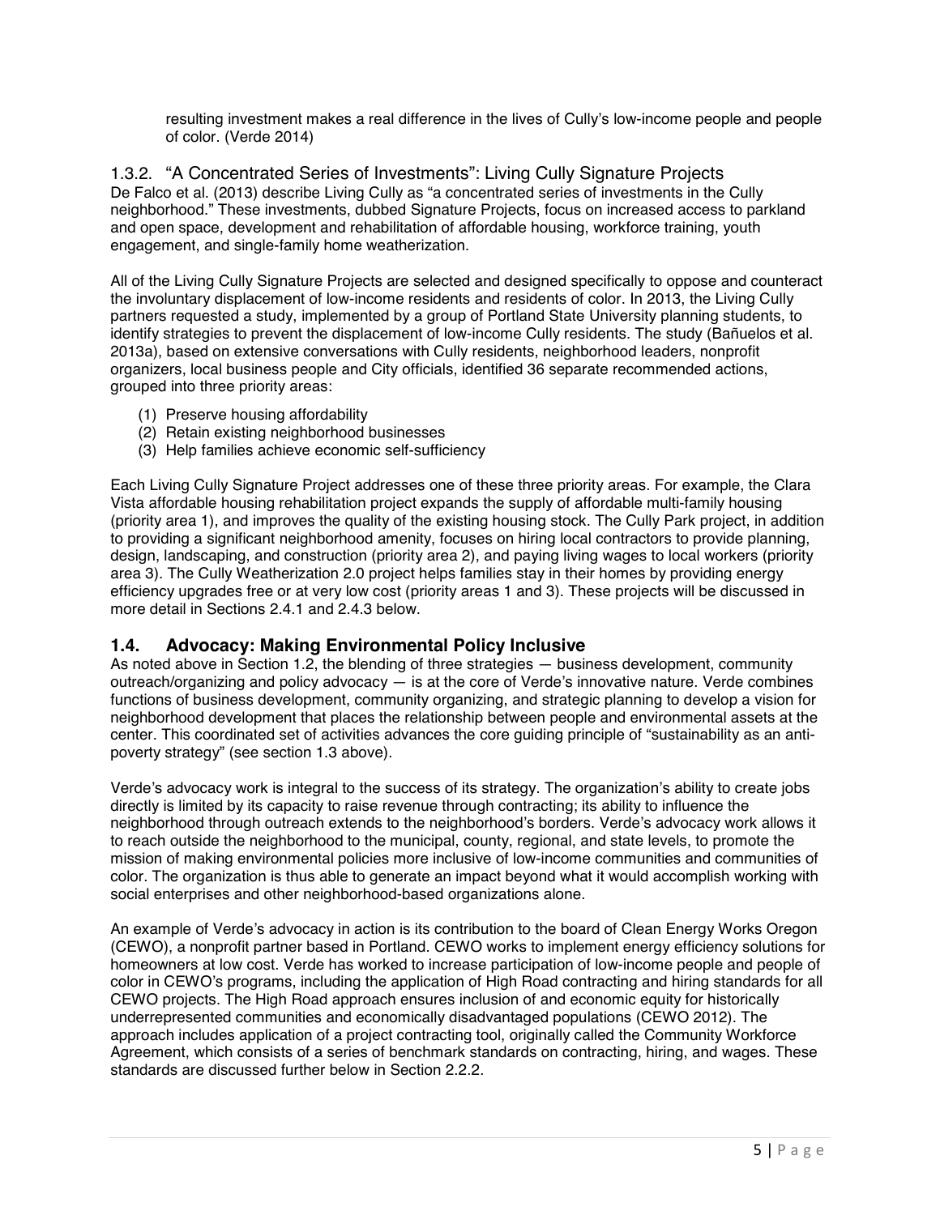resulting investment makes a real difference in the lives of Cully's low-income people and people of color. (Verde 2014)

### 1.3.2. "A Concentrated Series of Investments": Living Cully Signature Projects

De Falco et al. (2013) describe Living Cully as "a concentrated series of investments in the Cully neighborhood." These investments, dubbed Signature Projects, focus on increased access to parkland and open space, development and rehabilitation of affordable housing, workforce training, youth engagement, and single-family home weatherization.

All of the Living Cully Signature Projects are selected and designed specifically to oppose and counteract the involuntary displacement of low-income residents and residents of color. In 2013, the Living Cully partners requested a study, implemented by a group of Portland State University planning students, to identify strategies to prevent the displacement of low-income Cully residents. The study (Bañuelos et al. 2013a), based on extensive conversations with Cully residents, neighborhood leaders, nonprofit organizers, local business people and City officials, identified 36 separate recommended actions, grouped into three priority areas:

(1) Preserve housing affordability
(2) Retain existing neighborhood businesses
(3) Help families achieve economic self-sufficiency

Each Living Cully Signature Project addresses one of these three priority areas. For example, the Clara Vista affordable housing rehabilitation project expands the supply of affordable multi-family housing (priority area 1), and improves the quality of the existing housing stock. The Cully Park project, in addition to providing a significant neighborhood amenity, focuses on hiring local contractors to provide planning, design, landscaping, and construction (priority area 2), and paying living wages to local workers (priority area 3). The Cully Weatherization 2.0 project helps families stay in their homes by providing energy efficiency upgrades free or at very low cost (priority areas 1 and 3). These projects will be discussed in more detail in Sections 2.4.1 and 2.4.3 below.

## 1.4. Advocacy: Making Environmental Policy Inclusive

As noted above in Section 1.2, the blending of three strategies — business development, community outreach/organizing and policy advocacy — is at the core of Verde's innovative nature. Verde combines functions of business development, community organizing, and strategic planning to develop a vision for neighborhood development that places the relationship between people and environmental assets at the center. This coordinated set of activities advances the core guiding principle of "sustainability as an anti-poverty strategy" (see section 1.3 above).

Verde's advocacy work is integral to the success of its strategy. The organization's ability to create jobs directly is limited by its capacity to raise revenue through contracting; its ability to influence the neighborhood through outreach extends to the neighborhood's borders. Verde's advocacy work allows it to reach outside the neighborhood to the municipal, county, regional, and state levels, to promote the mission of making environmental policies more inclusive of low-income communities and communities of color. The organization is thus able to generate an impact beyond what it would accomplish working with social enterprises and other neighborhood-based organizations alone.

An example of Verde's advocacy in action is its contribution to the board of Clean Energy Works Oregon (CEWO), a nonprofit partner based in Portland. CEWO works to implement energy efficiency solutions for homeowners at low cost. Verde has worked to increase participation of low-income people and people of color in CEWO's programs, including the application of High Road contracting and hiring standards for all CEWO projects. The High Road approach ensures inclusion of and economic equity for historically underrepresented communities and economically disadvantaged populations (CEWO 2012). The approach includes application of a project contracting tool, originally called the Community Workforce Agreement, which consists of a series of benchmark standards on contracting, hiring, and wages. These standards are discussed further below in Section 2.2.2.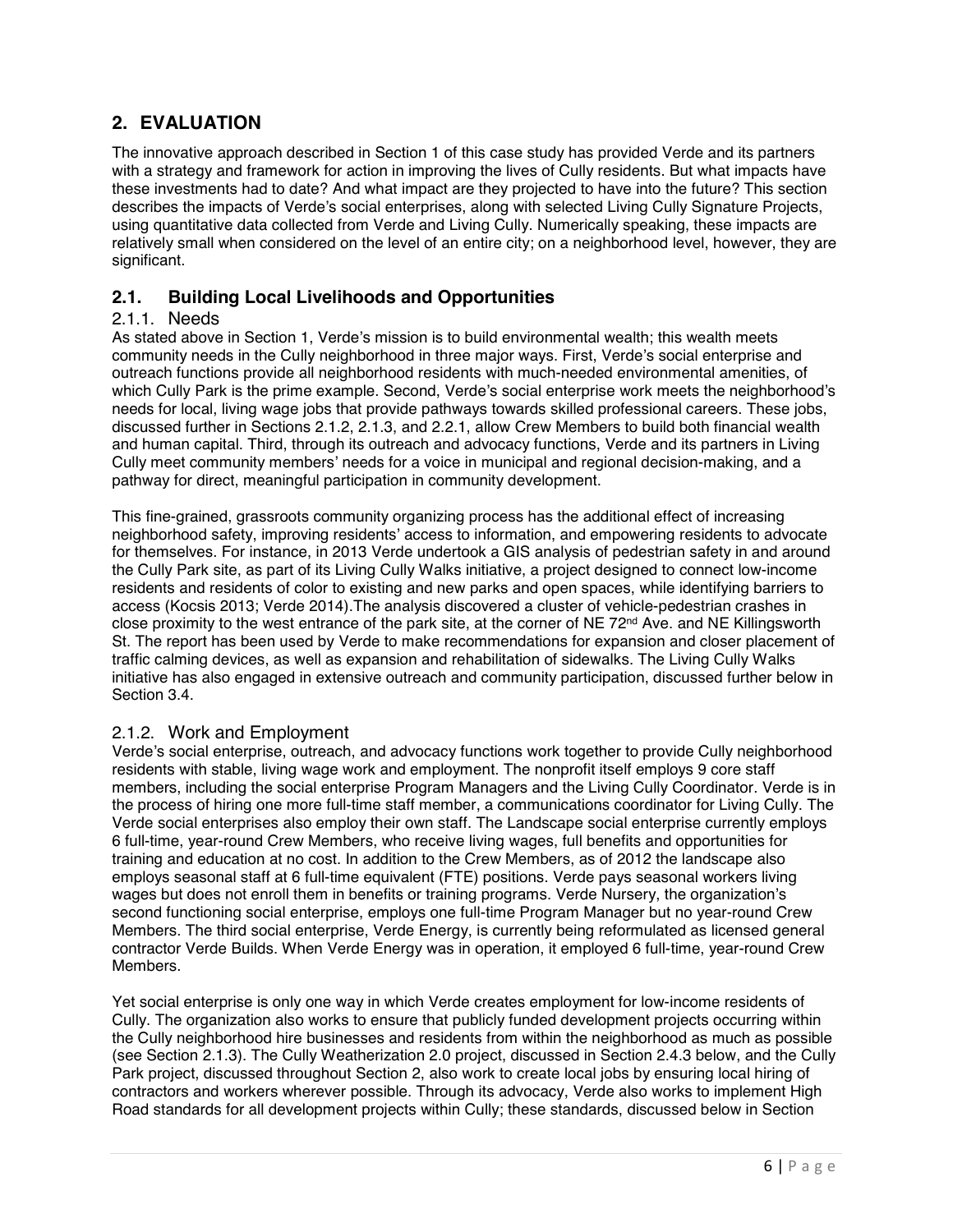## 2. EVALUATION

The innovative approach described in Section 1 of this case study has provided Verde and its partners with a strategy and framework for action in improving the lives of Cully residents. But what impacts have these investments had to date? And what impact are they projected to have into the future? This section describes the impacts of Verde's social enterprises, along with selected Living Cully Signature Projects, using quantitative data collected from Verde and Living Cully. Numerically speaking, these impacts are relatively small when considered on the level of an entire city; on a neighborhood level, however, they are significant.

### 2.1. Building Local Livelihoods and Opportunities

#### 2.1.1. Needs

As stated above in Section 1, Verde's mission is to build environmental wealth; this wealth meets community needs in the Cully neighborhood in three major ways. First, Verde's social enterprise and outreach functions provide all neighborhood residents with much-needed environmental amenities, of which Cully Park is the prime example. Second, Verde's social enterprise work meets the neighborhood's needs for local, living wage jobs that provide pathways towards skilled professional careers. These jobs, discussed further in Sections 2.1.2, 2.1.3, and 2.2.1, allow Crew Members to build both financial wealth and human capital. Third, through its outreach and advocacy functions, Verde and its partners in Living Cully meet community members' needs for a voice in municipal and regional decision-making, and a pathway for direct, meaningful participation in community development.

This fine-grained, grassroots community organizing process has the additional effect of increasing neighborhood safety, improving residents' access to information, and empowering residents to advocate for themselves. For instance, in 2013 Verde undertook a GIS analysis of pedestrian safety in and around the Cully Park site, as part of its Living Cully Walks initiative, a project designed to connect low-income residents and residents of color to existing and new parks and open spaces, while identifying barriers to access (Kocsis 2013; Verde 2014).The analysis discovered a cluster of vehicle-pedestrian crashes in close proximity to the west entrance of the park site, at the corner of NE 72nd Ave. and NE Killingsworth St. The report has been used by Verde to make recommendations for expansion and closer placement of traffic calming devices, as well as expansion and rehabilitation of sidewalks. The Living Cully Walks initiative has also engaged in extensive outreach and community participation, discussed further below in Section 3.4.

#### 2.1.2. Work and Employment

Verde's social enterprise, outreach, and advocacy functions work together to provide Cully neighborhood residents with stable, living wage work and employment. The nonprofit itself employs 9 core staff members, including the social enterprise Program Managers and the Living Cully Coordinator. Verde is in the process of hiring one more full-time staff member, a communications coordinator for Living Cully. The Verde social enterprises also employ their own staff. The Landscape social enterprise currently employs 6 full-time, year-round Crew Members, who receive living wages, full benefits and opportunities for training and education at no cost. In addition to the Crew Members, as of 2012 the landscape also employs seasonal staff at 6 full-time equivalent (FTE) positions. Verde pays seasonal workers living wages but does not enroll them in benefits or training programs. Verde Nursery, the organization's second functioning social enterprise, employs one full-time Program Manager but no year-round Crew Members. The third social enterprise, Verde Energy, is currently being reformulated as licensed general contractor Verde Builds. When Verde Energy was in operation, it employed 6 full-time, year-round Crew Members.

Yet social enterprise is only one way in which Verde creates employment for low-income residents of Cully. The organization also works to ensure that publicly funded development projects occurring within the Cully neighborhood hire businesses and residents from within the neighborhood as much as possible (see Section 2.1.3). The Cully Weatherization 2.0 project, discussed in Section 2.4.3 below, and the Cully Park project, discussed throughout Section 2, also work to create local jobs by ensuring local hiring of contractors and workers wherever possible. Through its advocacy, Verde also works to implement High Road standards for all development projects within Cully; these standards, discussed below in Section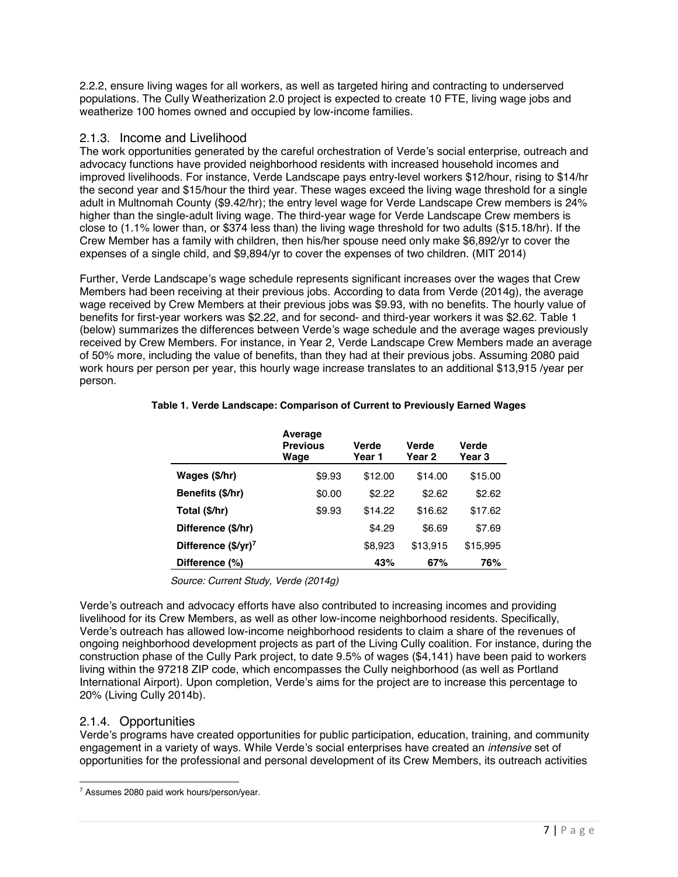2.2.2, ensure living wages for all workers, as well as targeted hiring and contracting to underserved populations. The Cully Weatherization 2.0 project is expected to create 10 FTE, living wage jobs and weatherize 100 homes owned and occupied by low-income families.

### 2.1.3. Income and Livelihood

The work opportunities generated by the careful orchestration of Verde's social enterprise, outreach and advocacy functions have provided neighborhood residents with increased household incomes and improved livelihoods. For instance, Verde Landscape pays entry-level workers $12/hour, rising to $14/hr the second year and $15/hour the third year. These wages exceed the living wage threshold for a single adult in Multnomah County ($9.42/hr); the entry level wage for Verde Landscape Crew members is 24% higher than the single-adult living wage. The third-year wage for Verde Landscape Crew members is close to (1.1% lower than, or $374 less than) the living wage threshold for two adults ($15.18/hr). If the Crew Member has a family with children, then his/her spouse need only make $6,892/yr to cover the expenses of a single child, and $9,894/yr to cover the expenses of two children. (MIT 2014)

Further, Verde Landscape's wage schedule represents significant increases over the wages that Crew Members had been receiving at their previous jobs. According to data from Verde (2014g), the average wage received by Crew Members at their previous jobs was $9.93, with no benefits. The hourly value of benefits for first-year workers was $2.22, and for second- and third-year workers it was $2.62. Table 1 (below) summarizes the differences between Verde's wage schedule and the average wages previously received by Crew Members. For instance, in Year 2, Verde Landscape Crew Members made an average of 50% more, including the value of benefits, than they had at their previous jobs. Assuming 2080 paid work hours per person per year, this hourly wage increase translates to an additional $13,915 /year per person.

**Table 1. Verde Landscape: Comparison of Current to Previously Earned Wages**

| | Average Previous Wage | Verde Year 1 | Verde Year 2 | Verde Year 3 |
|---|---|---|---|---|
| **Wages ($/hr)** | $9.93 | $12.00 | $14.00 | $15.00 |
| **Benefits ($/hr)** | $0.00 | $2.22 | $2.62 | $2.62 |
| **Total ($/hr)** | $9.93 | $14.22 | $16.62 | $17.62 |
| **Difference ($/hr)** | | $4.29 | $6.69 | $7.69 |
| **Difference ($/yr)[7]** | | $8,923 | $13,915 | $15,995 |
| **Difference (%)** | | **43%** | **67%** | **76%** |

*Source: Current Study, Verde (2014g)*

Verde's outreach and advocacy efforts have also contributed to increasing incomes and providing livelihood for its Crew Members, as well as other low-income neighborhood residents. Specifically, Verde's outreach has allowed low-income neighborhood residents to claim a share of the revenues of ongoing neighborhood development projects as part of the Living Cully coalition. For instance, during the construction phase of the Cully Park project, to date 9.5% of wages ($4,141) have been paid to workers living within the 97218 ZIP code, which encompasses the Cully neighborhood (as well as Portland International Airport). Upon completion, Verde's aims for the project are to increase this percentage to 20% (Living Cully 2014b).

### 2.1.4. Opportunities

Verde's programs have created opportunities for public participation, education, training, and community engagement in a variety of ways. While Verde's social enterprises have created an *intensive* set of opportunities for the professional and personal development of its Crew Members, its outreach activities

[7] Assumes 2080 paid work hours/person/year.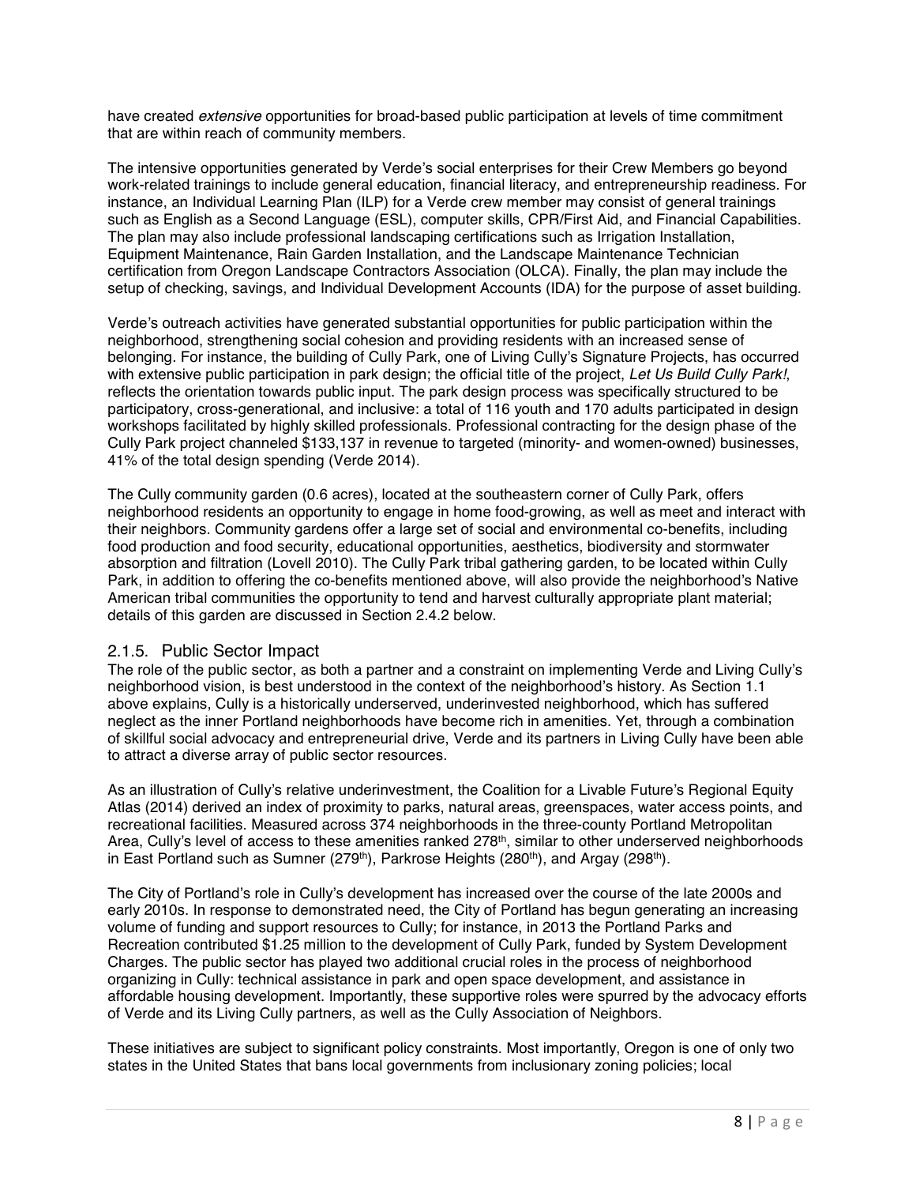have created *extensive* opportunities for broad-based public participation at levels of time commitment that are within reach of community members.

The intensive opportunities generated by Verde's social enterprises for their Crew Members go beyond work-related trainings to include general education, financial literacy, and entrepreneurship readiness. For instance, an Individual Learning Plan (ILP) for a Verde crew member may consist of general trainings such as English as a Second Language (ESL), computer skills, CPR/First Aid, and Financial Capabilities. The plan may also include professional landscaping certifications such as Irrigation Installation, Equipment Maintenance, Rain Garden Installation, and the Landscape Maintenance Technician certification from Oregon Landscape Contractors Association (OLCA). Finally, the plan may include the setup of checking, savings, and Individual Development Accounts (IDA) for the purpose of asset building.

Verde's outreach activities have generated substantial opportunities for public participation within the neighborhood, strengthening social cohesion and providing residents with an increased sense of belonging. For instance, the building of Cully Park, one of Living Cully's Signature Projects, has occurred with extensive public participation in park design; the official title of the project, *Let Us Build Cully Park!*, reflects the orientation towards public input. The park design process was specifically structured to be participatory, cross-generational, and inclusive: a total of 116 youth and 170 adults participated in design workshops facilitated by highly skilled professionals. Professional contracting for the design phase of the Cully Park project channeled $133,137 in revenue to targeted (minority- and women-owned) businesses, 41% of the total design spending (Verde 2014).

The Cully community garden (0.6 acres), located at the southeastern corner of Cully Park, offers neighborhood residents an opportunity to engage in home food-growing, as well as meet and interact with their neighbors. Community gardens offer a large set of social and environmental co-benefits, including food production and food security, educational opportunities, aesthetics, biodiversity and stormwater absorption and filtration (Lovell 2010). The Cully Park tribal gathering garden, to be located within Cully Park, in addition to offering the co-benefits mentioned above, will also provide the neighborhood's Native American tribal communities the opportunity to tend and harvest culturally appropriate plant material; details of this garden are discussed in Section 2.4.2 below.

### 2.1.5. Public Sector Impact

The role of the public sector, as both a partner and a constraint on implementing Verde and Living Cully's neighborhood vision, is best understood in the context of the neighborhood's history. As Section 1.1 above explains, Cully is a historically underserved, underinvested neighborhood, which has suffered neglect as the inner Portland neighborhoods have become rich in amenities. Yet, through a combination of skillful social advocacy and entrepreneurial drive, Verde and its partners in Living Cully have been able to attract a diverse array of public sector resources.

As an illustration of Cully's relative underinvestment, the Coalition for a Livable Future's Regional Equity Atlas (2014) derived an index of proximity to parks, natural areas, greenspaces, water access points, and recreational facilities. Measured across 374 neighborhoods in the three-county Portland Metropolitan Area, Cully's level of access to these amenities ranked 278th, similar to other underserved neighborhoods in East Portland such as Sumner (279th), Parkrose Heights (280th), and Argay (298th).

The City of Portland's role in Cully's development has increased over the course of the late 2000s and early 2010s. In response to demonstrated need, the City of Portland has begun generating an increasing volume of funding and support resources to Cully; for instance, in 2013 the Portland Parks and Recreation contributed $1.25 million to the development of Cully Park, funded by System Development Charges. The public sector has played two additional crucial roles in the process of neighborhood organizing in Cully: technical assistance in park and open space development, and assistance in affordable housing development. Importantly, these supportive roles were spurred by the advocacy efforts of Verde and its Living Cully partners, as well as the Cully Association of Neighbors.

These initiatives are subject to significant policy constraints. Most importantly, Oregon is one of only two states in the United States that bans local governments from inclusionary zoning policies; local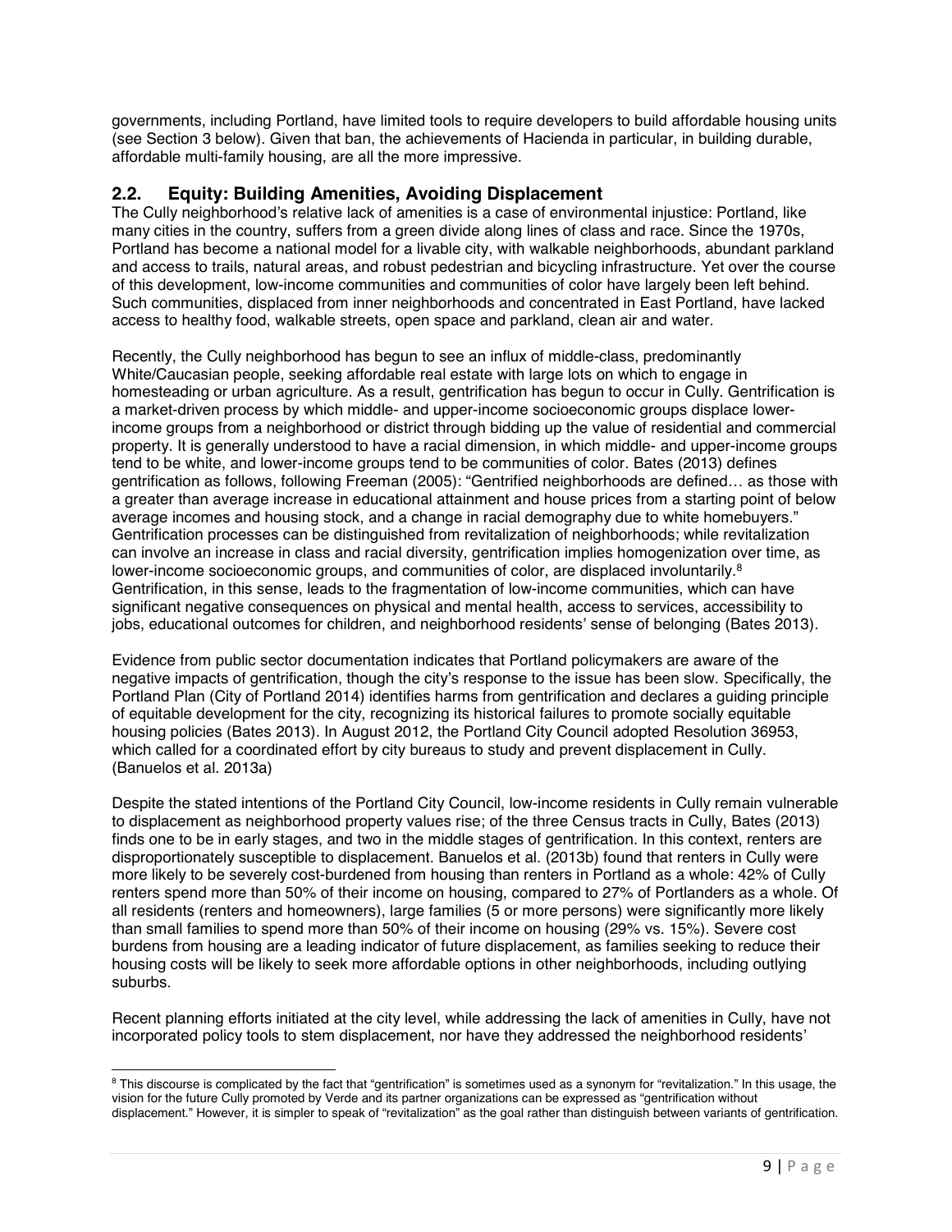governments, including Portland, have limited tools to require developers to build affordable housing units (see Section 3 below). Given that ban, the achievements of Hacienda in particular, in building durable, affordable multi-family housing, are all the more impressive.

## 2.2. Equity: Building Amenities, Avoiding Displacement

The Cully neighborhood's relative lack of amenities is a case of environmental injustice: Portland, like many cities in the country, suffers from a green divide along lines of class and race. Since the 1970s, Portland has become a national model for a livable city, with walkable neighborhoods, abundant parkland and access to trails, natural areas, and robust pedestrian and bicycling infrastructure. Yet over the course of this development, low-income communities and communities of color have largely been left behind. Such communities, displaced from inner neighborhoods and concentrated in East Portland, have lacked access to healthy food, walkable streets, open space and parkland, clean air and water.

Recently, the Cully neighborhood has begun to see an influx of middle-class, predominantly White/Caucasian people, seeking affordable real estate with large lots on which to engage in homesteading or urban agriculture. As a result, gentrification has begun to occur in Cully. Gentrification is a market-driven process by which middle- and upper-income socioeconomic groups displace lower-income groups from a neighborhood or district through bidding up the value of residential and commercial property. It is generally understood to have a racial dimension, in which middle- and upper-income groups tend to be white, and lower-income groups tend to be communities of color. Bates (2013) defines gentrification as follows, following Freeman (2005): "Gentrified neighborhoods are defined… as those with a greater than average increase in educational attainment and house prices from a starting point of below average incomes and housing stock, and a change in racial demography due to white homebuyers." Gentrification processes can be distinguished from revitalization of neighborhoods; while revitalization can involve an increase in class and racial diversity, gentrification implies homogenization over time, as lower-income socioeconomic groups, and communities of color, are displaced involuntarily.[8] Gentrification, in this sense, leads to the fragmentation of low-income communities, which can have significant negative consequences on physical and mental health, access to services, accessibility to jobs, educational outcomes for children, and neighborhood residents' sense of belonging (Bates 2013).

Evidence from public sector documentation indicates that Portland policymakers are aware of the negative impacts of gentrification, though the city's response to the issue has been slow. Specifically, the Portland Plan (City of Portland 2014) identifies harms from gentrification and declares a guiding principle of equitable development for the city, recognizing its historical failures to promote socially equitable housing policies (Bates 2013). In August 2012, the Portland City Council adopted Resolution 36953, which called for a coordinated effort by city bureaus to study and prevent displacement in Cully. (Banuelos et al. 2013a)

Despite the stated intentions of the Portland City Council, low-income residents in Cully remain vulnerable to displacement as neighborhood property values rise; of the three Census tracts in Cully, Bates (2013) finds one to be in early stages, and two in the middle stages of gentrification. In this context, renters are disproportionately susceptible to displacement. Banuelos et al. (2013b) found that renters in Cully were more likely to be severely cost-burdened from housing than renters in Portland as a whole: 42% of Cully renters spend more than 50% of their income on housing, compared to 27% of Portlanders as a whole. Of all residents (renters and homeowners), large families (5 or more persons) were significantly more likely than small families to spend more than 50% of their income on housing (29% vs. 15%). Severe cost burdens from housing are a leading indicator of future displacement, as families seeking to reduce their housing costs will be likely to seek more affordable options in other neighborhoods, including outlying suburbs.

Recent planning efforts initiated at the city level, while addressing the lack of amenities in Cully, have not incorporated policy tools to stem displacement, nor have they addressed the neighborhood residents'

---

[8] This discourse is complicated by the fact that "gentrification" is sometimes used as a synonym for "revitalization." In this usage, the vision for the future Cully promoted by Verde and its partner organizations can be expressed as "gentrification without displacement." However, it is simpler to speak of "revitalization" as the goal rather than distinguish between variants of gentrification.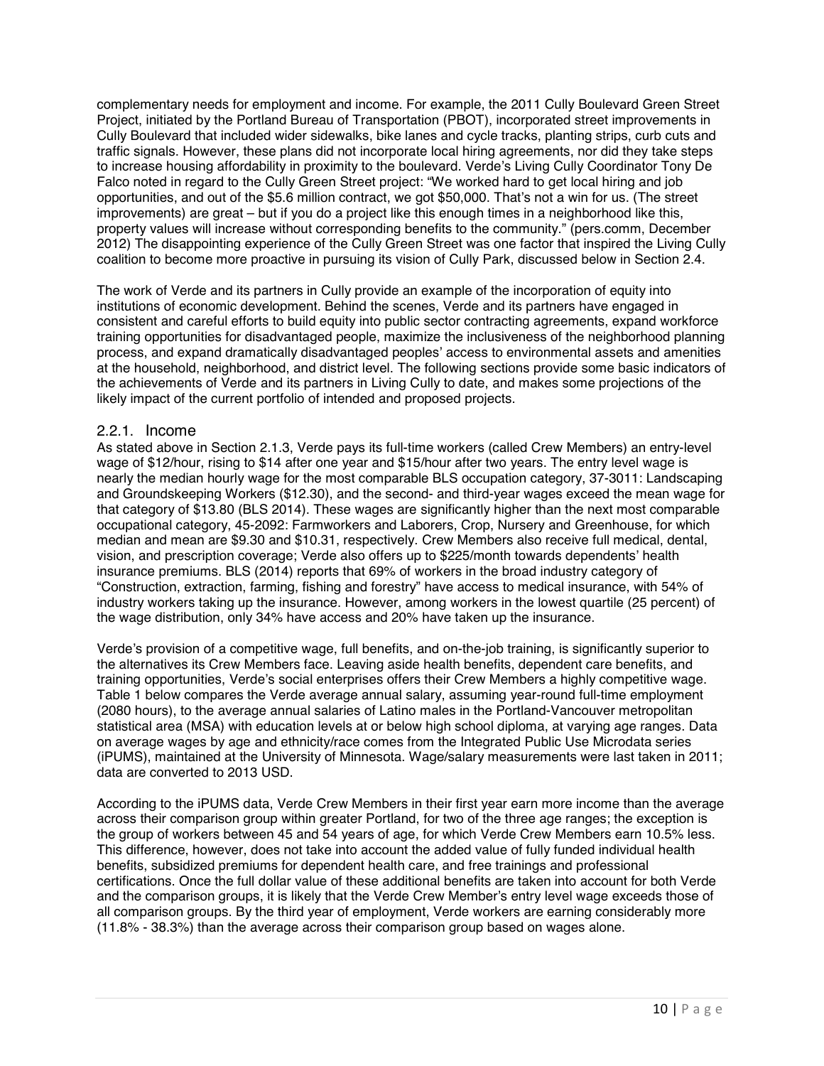complementary needs for employment and income. For example, the 2011 Cully Boulevard Green Street Project, initiated by the Portland Bureau of Transportation (PBOT), incorporated street improvements in Cully Boulevard that included wider sidewalks, bike lanes and cycle tracks, planting strips, curb cuts and traffic signals. However, these plans did not incorporate local hiring agreements, nor did they take steps to increase housing affordability in proximity to the boulevard. Verde's Living Cully Coordinator Tony De Falco noted in regard to the Cully Green Street project: "We worked hard to get local hiring and job opportunities, and out of the $5.6 million contract, we got $50,000. That's not a win for us. (The street improvements) are great – but if you do a project like this enough times in a neighborhood like this, property values will increase without corresponding benefits to the community." (pers.comm, December 2012) The disappointing experience of the Cully Green Street was one factor that inspired the Living Cully coalition to become more proactive in pursuing its vision of Cully Park, discussed below in Section 2.4.

The work of Verde and its partners in Cully provide an example of the incorporation of equity into institutions of economic development. Behind the scenes, Verde and its partners have engaged in consistent and careful efforts to build equity into public sector contracting agreements, expand workforce training opportunities for disadvantaged people, maximize the inclusiveness of the neighborhood planning process, and expand dramatically disadvantaged peoples' access to environmental assets and amenities at the household, neighborhood, and district level. The following sections provide some basic indicators of the achievements of Verde and its partners in Living Cully to date, and makes some projections of the likely impact of the current portfolio of intended and proposed projects.

### 2.2.1. Income

As stated above in Section 2.1.3, Verde pays its full-time workers (called Crew Members) an entry-level wage of $12/hour, rising to $14 after one year and $15/hour after two years. The entry level wage is nearly the median hourly wage for the most comparable BLS occupation category, 37-3011: Landscaping and Groundskeeping Workers ($12.30), and the second- and third-year wages exceed the mean wage for that category of $13.80 (BLS 2014). These wages are significantly higher than the next most comparable occupational category, 45-2092: Farmworkers and Laborers, Crop, Nursery and Greenhouse, for which median and mean are $9.30 and $10.31, respectively. Crew Members also receive full medical, dental, vision, and prescription coverage; Verde also offers up to $225/month towards dependents' health insurance premiums. BLS (2014) reports that 69% of workers in the broad industry category of "Construction, extraction, farming, fishing and forestry" have access to medical insurance, with 54% of industry workers taking up the insurance. However, among workers in the lowest quartile (25 percent) of the wage distribution, only 34% have access and 20% have taken up the insurance.

Verde's provision of a competitive wage, full benefits, and on-the-job training, is significantly superior to the alternatives its Crew Members face. Leaving aside health benefits, dependent care benefits, and training opportunities, Verde's social enterprises offers their Crew Members a highly competitive wage. Table 1 below compares the Verde average annual salary, assuming year-round full-time employment (2080 hours), to the average annual salaries of Latino males in the Portland-Vancouver metropolitan statistical area (MSA) with education levels at or below high school diploma, at varying age ranges. Data on average wages by age and ethnicity/race comes from the Integrated Public Use Microdata series (iPUMS), maintained at the University of Minnesota. Wage/salary measurements were last taken in 2011; data are converted to 2013 USD.

According to the iPUMS data, Verde Crew Members in their first year earn more income than the average across their comparison group within greater Portland, for two of the three age ranges; the exception is the group of workers between 45 and 54 years of age, for which Verde Crew Members earn 10.5% less. This difference, however, does not take into account the added value of fully funded individual health benefits, subsidized premiums for dependent health care, and free trainings and professional certifications. Once the full dollar value of these additional benefits are taken into account for both Verde and the comparison groups, it is likely that the Verde Crew Member's entry level wage exceeds those of all comparison groups. By the third year of employment, Verde workers are earning considerably more (11.8% - 38.3%) than the average across their comparison group based on wages alone.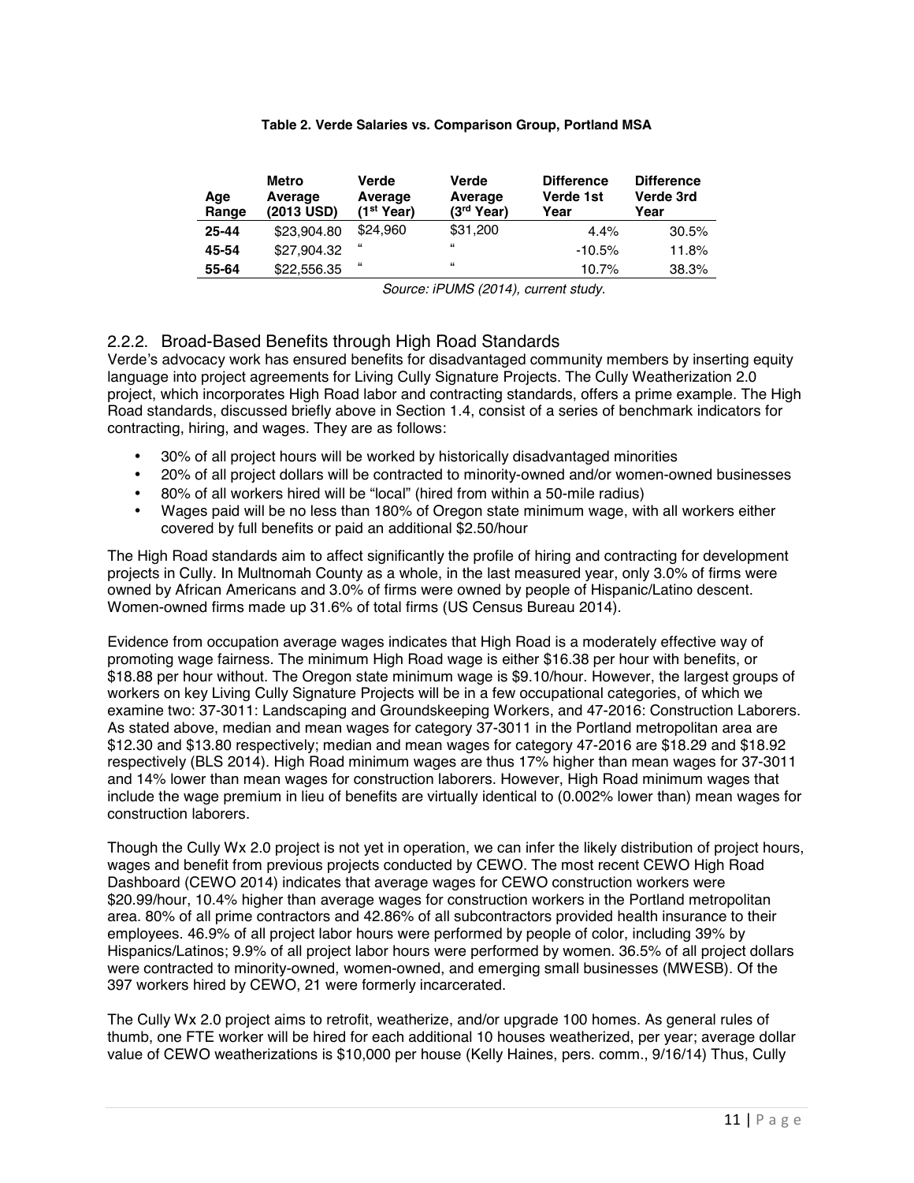**Table 2. Verde Salaries vs. Comparison Group, Portland MSA**

| Age Range | Metro Average (2013 USD) | Verde Average (1st Year) | Verde Average (3rd Year) | Difference Verde 1st Year | Difference Verde 3rd Year |
|---|---|---|---|---|---|
| **25-44** | \$23,904.80 | \$24,960 | \$31,200 | 4.4% | 30.5% |
| **45-54** | \$27,904.32 | " | " | -10.5% | 11.8% |
| **55-64** | \$22,556.35 | " | " | 10.7% | 38.3% |

*Source: iPUMS (2014), current study.*

### 2.2.2. Broad-Based Benefits through High Road Standards

Verde's advocacy work has ensured benefits for disadvantaged community members by inserting equity language into project agreements for Living Cully Signature Projects. The Cully Weatherization 2.0 project, which incorporates High Road labor and contracting standards, offers a prime example. The High Road standards, discussed briefly above in Section 1.4, consist of a series of benchmark indicators for contracting, hiring, and wages. They are as follows:

- 30% of all project hours will be worked by historically disadvantaged minorities
- 20% of all project dollars will be contracted to minority-owned and/or women-owned businesses
- 80% of all workers hired will be "local" (hired from within a 50-mile radius)
- Wages paid will be no less than 180% of Oregon state minimum wage, with all workers either covered by full benefits or paid an additional \$2.50/hour

The High Road standards aim to affect significantly the profile of hiring and contracting for development projects in Cully. In Multnomah County as a whole, in the last measured year, only 3.0% of firms were owned by African Americans and 3.0% of firms were owned by people of Hispanic/Latino descent. Women-owned firms made up 31.6% of total firms (US Census Bureau 2014).

Evidence from occupation average wages indicates that High Road is a moderately effective way of promoting wage fairness. The minimum High Road wage is either \$16.38 per hour with benefits, or \$18.88 per hour without. The Oregon state minimum wage is \$9.10/hour. However, the largest groups of workers on key Living Cully Signature Projects will be in a few occupational categories, of which we examine two: 37-3011: Landscaping and Groundskeeping Workers, and 47-2016: Construction Laborers. As stated above, median and mean wages for category 37-3011 in the Portland metropolitan area are \$12.30 and \$13.80 respectively; median and mean wages for category 47-2016 are \$18.29 and \$18.92 respectively (BLS 2014). High Road minimum wages are thus 17% higher than mean wages for 37-3011 and 14% lower than mean wages for construction laborers. However, High Road minimum wages that include the wage premium in lieu of benefits are virtually identical to (0.002% lower than) mean wages for construction laborers.

Though the Cully Wx 2.0 project is not yet in operation, we can infer the likely distribution of project hours, wages and benefit from previous projects conducted by CEWO. The most recent CEWO High Road Dashboard (CEWO 2014) indicates that average wages for CEWO construction workers were \$20.99/hour, 10.4% higher than average wages for construction workers in the Portland metropolitan area. 80% of all prime contractors and 42.86% of all subcontractors provided health insurance to their employees. 46.9% of all project labor hours were performed by people of color, including 39% by Hispanics/Latinos; 9.9% of all project labor hours were performed by women. 36.5% of all project dollars were contracted to minority-owned, women-owned, and emerging small businesses (MWESB). Of the 397 workers hired by CEWO, 21 were formerly incarcerated.

The Cully Wx 2.0 project aims to retrofit, weatherize, and/or upgrade 100 homes. As general rules of thumb, one FTE worker will be hired for each additional 10 houses weatherized, per year; average dollar value of CEWO weatherizations is \$10,000 per house (Kelly Haines, pers. comm., 9/16/14) Thus, Cully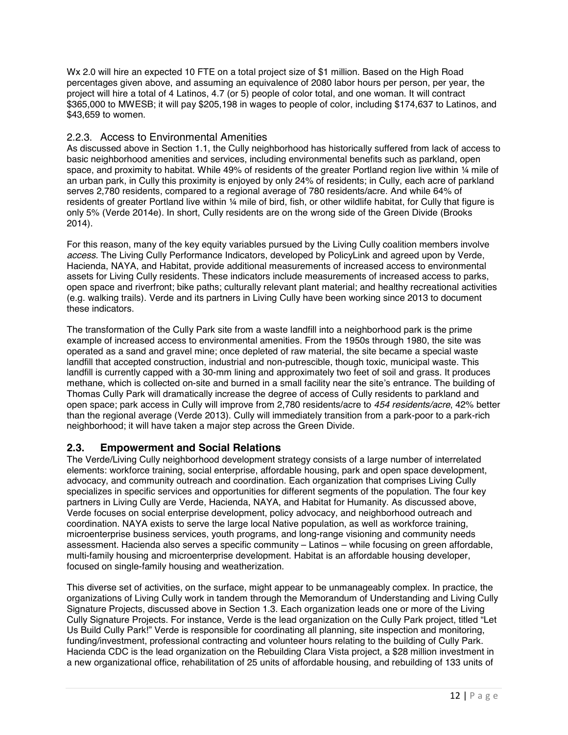Wx 2.0 will hire an expected 10 FTE on a total project size of $1 million. Based on the High Road percentages given above, and assuming an equivalence of 2080 labor hours per person, per year, the project will hire a total of 4 Latinos, 4.7 (or 5) people of color total, and one woman. It will contract $365,000 to MWESB; it will pay $205,198 in wages to people of color, including $174,637 to Latinos, and $43,659 to women.

### 2.2.3. Access to Environmental Amenities

As discussed above in Section 1.1, the Cully neighborhood has historically suffered from lack of access to basic neighborhood amenities and services, including environmental benefits such as parkland, open space, and proximity to habitat. While 49% of residents of the greater Portland region live within ¼ mile of an urban park, in Cully this proximity is enjoyed by only 24% of residents; in Cully, each acre of parkland serves 2,780 residents, compared to a regional average of 780 residents/acre. And while 64% of residents of greater Portland live within ¼ mile of bird, fish, or other wildlife habitat, for Cully that figure is only 5% (Verde 2014e). In short, Cully residents are on the wrong side of the Green Divide (Brooks 2014).

For this reason, many of the key equity variables pursued by the Living Cully coalition members involve *access.* The Living Cully Performance Indicators, developed by PolicyLink and agreed upon by Verde, Hacienda, NAYA, and Habitat, provide additional measurements of increased access to environmental assets for Living Cully residents. These indicators include measurements of increased access to parks, open space and riverfront; bike paths; culturally relevant plant material; and healthy recreational activities (e.g. walking trails). Verde and its partners in Living Cully have been working since 2013 to document these indicators.

The transformation of the Cully Park site from a waste landfill into a neighborhood park is the prime example of increased access to environmental amenities. From the 1950s through 1980, the site was operated as a sand and gravel mine; once depleted of raw material, the site became a special waste landfill that accepted construction, industrial and non-putrescible, though toxic, municipal waste. This landfill is currently capped with a 30-mm lining and approximately two feet of soil and grass. It produces methane, which is collected on-site and burned in a small facility near the site's entrance. The building of Thomas Cully Park will dramatically increase the degree of access of Cully residents to parkland and open space; park access in Cully will improve from 2,780 residents/acre to *454 residents/acre*, 42% better than the regional average (Verde 2013). Cully will immediately transition from a park-poor to a park-rich neighborhood; it will have taken a major step across the Green Divide.

## 2.3. Empowerment and Social Relations

The Verde/Living Cully neighborhood development strategy consists of a large number of interrelated elements: workforce training, social enterprise, affordable housing, park and open space development, advocacy, and community outreach and coordination. Each organization that comprises Living Cully specializes in specific services and opportunities for different segments of the population. The four key partners in Living Cully are Verde, Hacienda, NAYA, and Habitat for Humanity. As discussed above, Verde focuses on social enterprise development, policy advocacy, and neighborhood outreach and coordination. NAYA exists to serve the large local Native population, as well as workforce training, microenterprise business services, youth programs, and long-range visioning and community needs assessment. Hacienda also serves a specific community – Latinos – while focusing on green affordable, multi-family housing and microenterprise development. Habitat is an affordable housing developer, focused on single-family housing and weatherization.

This diverse set of activities, on the surface, might appear to be unmanageably complex. In practice, the organizations of Living Cully work in tandem through the Memorandum of Understanding and Living Cully Signature Projects, discussed above in Section 1.3. Each organization leads one or more of the Living Cully Signature Projects. For instance, Verde is the lead organization on the Cully Park project, titled "Let Us Build Cully Park!" Verde is responsible for coordinating all planning, site inspection and monitoring, funding/investment, professional contracting and volunteer hours relating to the building of Cully Park. Hacienda CDC is the lead organization on the Rebuilding Clara Vista project, a $28 million investment in a new organizational office, rehabilitation of 25 units of affordable housing, and rebuilding of 133 units of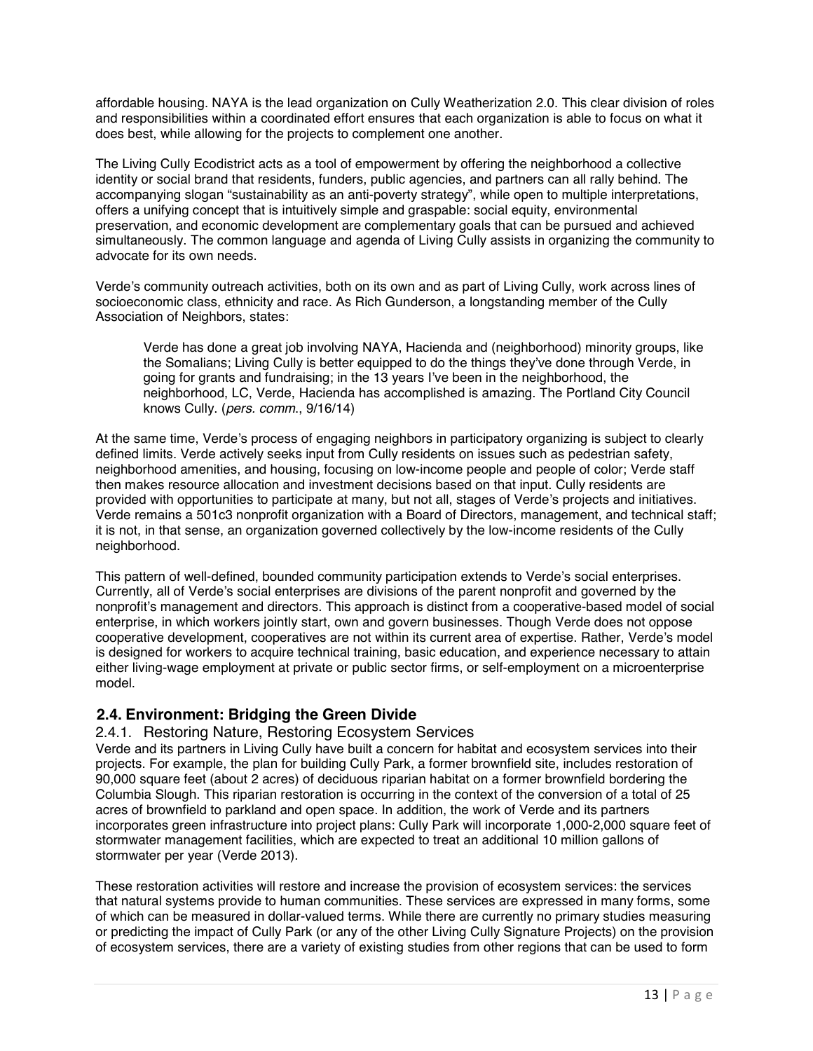affordable housing. NAYA is the lead organization on Cully Weatherization 2.0. This clear division of roles and responsibilities within a coordinated effort ensures that each organization is able to focus on what it does best, while allowing for the projects to complement one another.

The Living Cully Ecodistrict acts as a tool of empowerment by offering the neighborhood a collective identity or social brand that residents, funders, public agencies, and partners can all rally behind. The accompanying slogan "sustainability as an anti-poverty strategy", while open to multiple interpretations, offers a unifying concept that is intuitively simple and graspable: social equity, environmental preservation, and economic development are complementary goals that can be pursued and achieved simultaneously. The common language and agenda of Living Cully assists in organizing the community to advocate for its own needs.

Verde's community outreach activities, both on its own and as part of Living Cully, work across lines of socioeconomic class, ethnicity and race. As Rich Gunderson, a longstanding member of the Cully Association of Neighbors, states:

> Verde has done a great job involving NAYA, Hacienda and (neighborhood) minority groups, like the Somalians; Living Cully is better equipped to do the things they've done through Verde, in going for grants and fundraising; in the 13 years I've been in the neighborhood, the neighborhood, LC, Verde, Hacienda has accomplished is amazing. The Portland City Council knows Cully. (*pers. comm.*, 9/16/14)

At the same time, Verde's process of engaging neighbors in participatory organizing is subject to clearly defined limits. Verde actively seeks input from Cully residents on issues such as pedestrian safety, neighborhood amenities, and housing, focusing on low-income people and people of color; Verde staff then makes resource allocation and investment decisions based on that input. Cully residents are provided with opportunities to participate at many, but not all, stages of Verde's projects and initiatives. Verde remains a 501c3 nonprofit organization with a Board of Directors, management, and technical staff; it is not, in that sense, an organization governed collectively by the low-income residents of the Cully neighborhood.

This pattern of well-defined, bounded community participation extends to Verde's social enterprises. Currently, all of Verde's social enterprises are divisions of the parent nonprofit and governed by the nonprofit's management and directors. This approach is distinct from a cooperative-based model of social enterprise, in which workers jointly start, own and govern businesses. Though Verde does not oppose cooperative development, cooperatives are not within its current area of expertise. Rather, Verde's model is designed for workers to acquire technical training, basic education, and experience necessary to attain either living-wage employment at private or public sector firms, or self-employment on a microenterprise model.

## 2.4. Environment: Bridging the Green Divide

### 2.4.1. Restoring Nature, Restoring Ecosystem Services

Verde and its partners in Living Cully have built a concern for habitat and ecosystem services into their projects. For example, the plan for building Cully Park, a former brownfield site, includes restoration of 90,000 square feet (about 2 acres) of deciduous riparian habitat on a former brownfield bordering the Columbia Slough. This riparian restoration is occurring in the context of the conversion of a total of 25 acres of brownfield to parkland and open space. In addition, the work of Verde and its partners incorporates green infrastructure into project plans: Cully Park will incorporate 1,000-2,000 square feet of stormwater management facilities, which are expected to treat an additional 10 million gallons of stormwater per year (Verde 2013).

These restoration activities will restore and increase the provision of ecosystem services: the services that natural systems provide to human communities. These services are expressed in many forms, some of which can be measured in dollar-valued terms. While there are currently no primary studies measuring or predicting the impact of Cully Park (or any of the other Living Cully Signature Projects) on the provision of ecosystem services, there are a variety of existing studies from other regions that can be used to form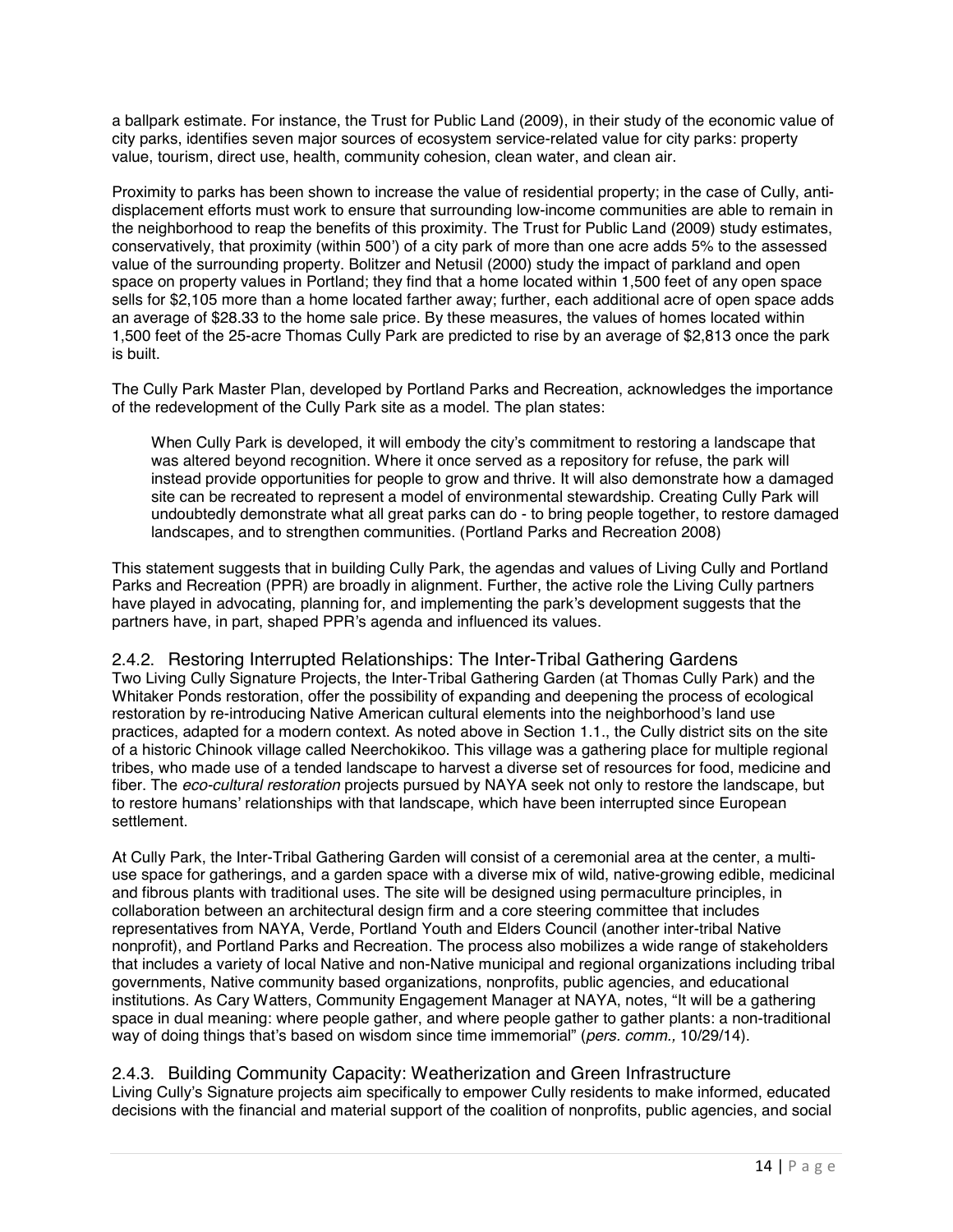a ballpark estimate. For instance, the Trust for Public Land (2009), in their study of the economic value of city parks, identifies seven major sources of ecosystem service-related value for city parks: property value, tourism, direct use, health, community cohesion, clean water, and clean air.

Proximity to parks has been shown to increase the value of residential property; in the case of Cully, anti-displacement efforts must work to ensure that surrounding low-income communities are able to remain in the neighborhood to reap the benefits of this proximity. The Trust for Public Land (2009) study estimates, conservatively, that proximity (within 500') of a city park of more than one acre adds 5% to the assessed value of the surrounding property. Bolitzer and Netusil (2000) study the impact of parkland and open space on property values in Portland; they find that a home located within 1,500 feet of any open space sells for $2,105 more than a home located farther away; further, each additional acre of open space adds an average of $28.33 to the home sale price. By these measures, the values of homes located within 1,500 feet of the 25-acre Thomas Cully Park are predicted to rise by an average of $2,813 once the park is built.

The Cully Park Master Plan, developed by Portland Parks and Recreation, acknowledges the importance of the redevelopment of the Cully Park site as a model. The plan states:

> When Cully Park is developed, it will embody the city's commitment to restoring a landscape that was altered beyond recognition. Where it once served as a repository for refuse, the park will instead provide opportunities for people to grow and thrive. It will also demonstrate how a damaged site can be recreated to represent a model of environmental stewardship. Creating Cully Park will undoubtedly demonstrate what all great parks can do - to bring people together, to restore damaged landscapes, and to strengthen communities. (Portland Parks and Recreation 2008)

This statement suggests that in building Cully Park, the agendas and values of Living Cully and Portland Parks and Recreation (PPR) are broadly in alignment. Further, the active role the Living Cully partners have played in advocating, planning for, and implementing the park's development suggests that the partners have, in part, shaped PPR's agenda and influenced its values.

### 2.4.2. Restoring Interrupted Relationships: The Inter-Tribal Gathering Gardens

Two Living Cully Signature Projects, the Inter-Tribal Gathering Garden (at Thomas Cully Park) and the Whitaker Ponds restoration, offer the possibility of expanding and deepening the process of ecological restoration by re-introducing Native American cultural elements into the neighborhood's land use practices, adapted for a modern context. As noted above in Section 1.1., the Cully district sits on the site of a historic Chinook village called Neerchokikoo. This village was a gathering place for multiple regional tribes, who made use of a tended landscape to harvest a diverse set of resources for food, medicine and fiber. The *eco-cultural restoration* projects pursued by NAYA seek not only to restore the landscape, but to restore humans' relationships with that landscape, which have been interrupted since European settlement.

At Cully Park, the Inter-Tribal Gathering Garden will consist of a ceremonial area at the center, a multi-use space for gatherings, and a garden space with a diverse mix of wild, native-growing edible, medicinal and fibrous plants with traditional uses. The site will be designed using permaculture principles, in collaboration between an architectural design firm and a core steering committee that includes representatives from NAYA, Verde, Portland Youth and Elders Council (another inter-tribal Native nonprofit), and Portland Parks and Recreation. The process also mobilizes a wide range of stakeholders that includes a variety of local Native and non-Native municipal and regional organizations including tribal governments, Native community based organizations, nonprofits, public agencies, and educational institutions. As Cary Watters, Community Engagement Manager at NAYA, notes, "It will be a gathering space in dual meaning: where people gather, and where people gather to gather plants: a non-traditional way of doing things that's based on wisdom since time immemorial" (*pers. comm.,* 10/29/14).

### 2.4.3. Building Community Capacity: Weatherization and Green Infrastructure

Living Cully's Signature projects aim specifically to empower Cully residents to make informed, educated decisions with the financial and material support of the coalition of nonprofits, public agencies, and social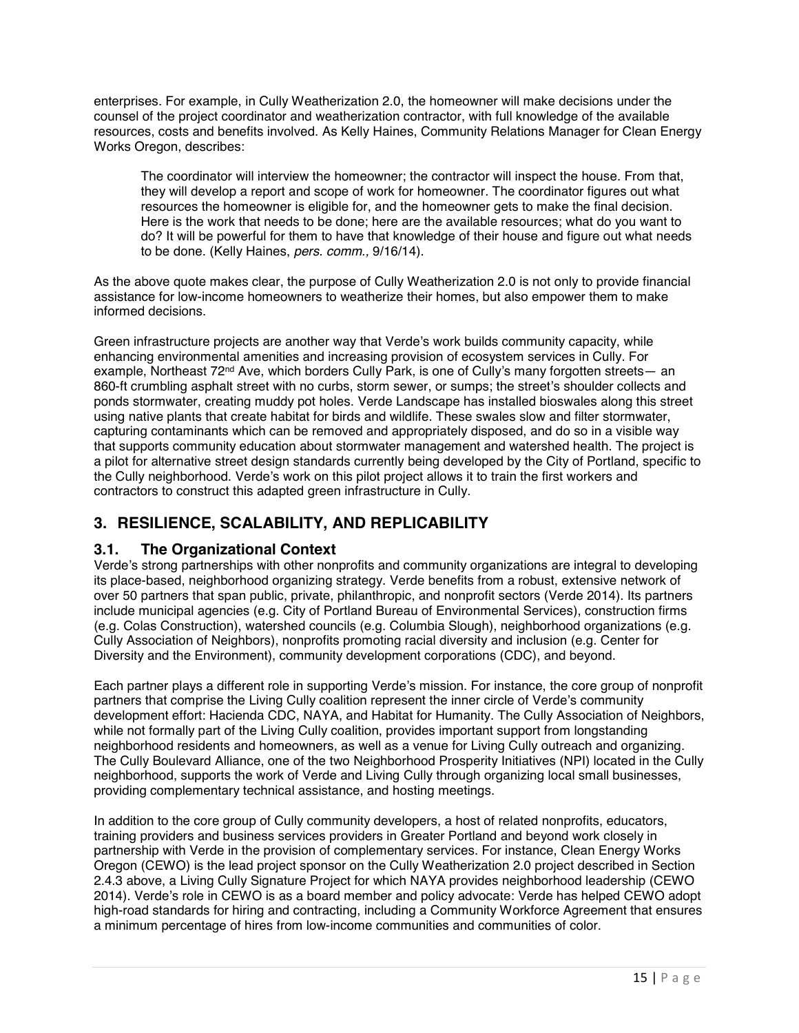enterprises. For example, in Cully Weatherization 2.0, the homeowner will make decisions under the counsel of the project coordinator and weatherization contractor, with full knowledge of the available resources, costs and benefits involved. As Kelly Haines, Community Relations Manager for Clean Energy Works Oregon, describes:

> The coordinator will interview the homeowner; the contractor will inspect the house. From that, they will develop a report and scope of work for homeowner. The coordinator figures out what resources the homeowner is eligible for, and the homeowner gets to make the final decision. Here is the work that needs to be done; here are the available resources; what do you want to do? It will be powerful for them to have that knowledge of their house and figure out what needs to be done. (Kelly Haines, *pers. comm.,* 9/16/14).

As the above quote makes clear, the purpose of Cully Weatherization 2.0 is not only to provide financial assistance for low-income homeowners to weatherize their homes, but also empower them to make informed decisions.

Green infrastructure projects are another way that Verde's work builds community capacity, while enhancing environmental amenities and increasing provision of ecosystem services in Cully. For example, Northeast 72nd Ave, which borders Cully Park, is one of Cully's many forgotten streets— an 860-ft crumbling asphalt street with no curbs, storm sewer, or sumps; the street's shoulder collects and ponds stormwater, creating muddy pot holes. Verde Landscape has installed bioswales along this street using native plants that create habitat for birds and wildlife. These swales slow and filter stormwater, capturing contaminants which can be removed and appropriately disposed, and do so in a visible way that supports community education about stormwater management and watershed health. The project is a pilot for alternative street design standards currently being developed by the City of Portland, specific to the Cully neighborhood. Verde's work on this pilot project allows it to train the first workers and contractors to construct this adapted green infrastructure in Cully.

## 3. RESILIENCE, SCALABILITY, AND REPLICABILITY

### 3.1. The Organizational Context

Verde's strong partnerships with other nonprofits and community organizations are integral to developing its place-based, neighborhood organizing strategy. Verde benefits from a robust, extensive network of over 50 partners that span public, private, philanthropic, and nonprofit sectors (Verde 2014). Its partners include municipal agencies (e.g. City of Portland Bureau of Environmental Services), construction firms (e.g. Colas Construction), watershed councils (e.g. Columbia Slough), neighborhood organizations (e.g. Cully Association of Neighbors), nonprofits promoting racial diversity and inclusion (e.g. Center for Diversity and the Environment), community development corporations (CDC), and beyond.

Each partner plays a different role in supporting Verde's mission. For instance, the core group of nonprofit partners that comprise the Living Cully coalition represent the inner circle of Verde's community development effort: Hacienda CDC, NAYA, and Habitat for Humanity. The Cully Association of Neighbors, while not formally part of the Living Cully coalition, provides important support from longstanding neighborhood residents and homeowners, as well as a venue for Living Cully outreach and organizing. The Cully Boulevard Alliance, one of the two Neighborhood Prosperity Initiatives (NPI) located in the Cully neighborhood, supports the work of Verde and Living Cully through organizing local small businesses, providing complementary technical assistance, and hosting meetings.

In addition to the core group of Cully community developers, a host of related nonprofits, educators, training providers and business services providers in Greater Portland and beyond work closely in partnership with Verde in the provision of complementary services. For instance, Clean Energy Works Oregon (CEWO) is the lead project sponsor on the Cully Weatherization 2.0 project described in Section 2.4.3 above, a Living Cully Signature Project for which NAYA provides neighborhood leadership (CEWO 2014). Verde's role in CEWO is as a board member and policy advocate: Verde has helped CEWO adopt high-road standards for hiring and contracting, including a Community Workforce Agreement that ensures a minimum percentage of hires from low-income communities and communities of color.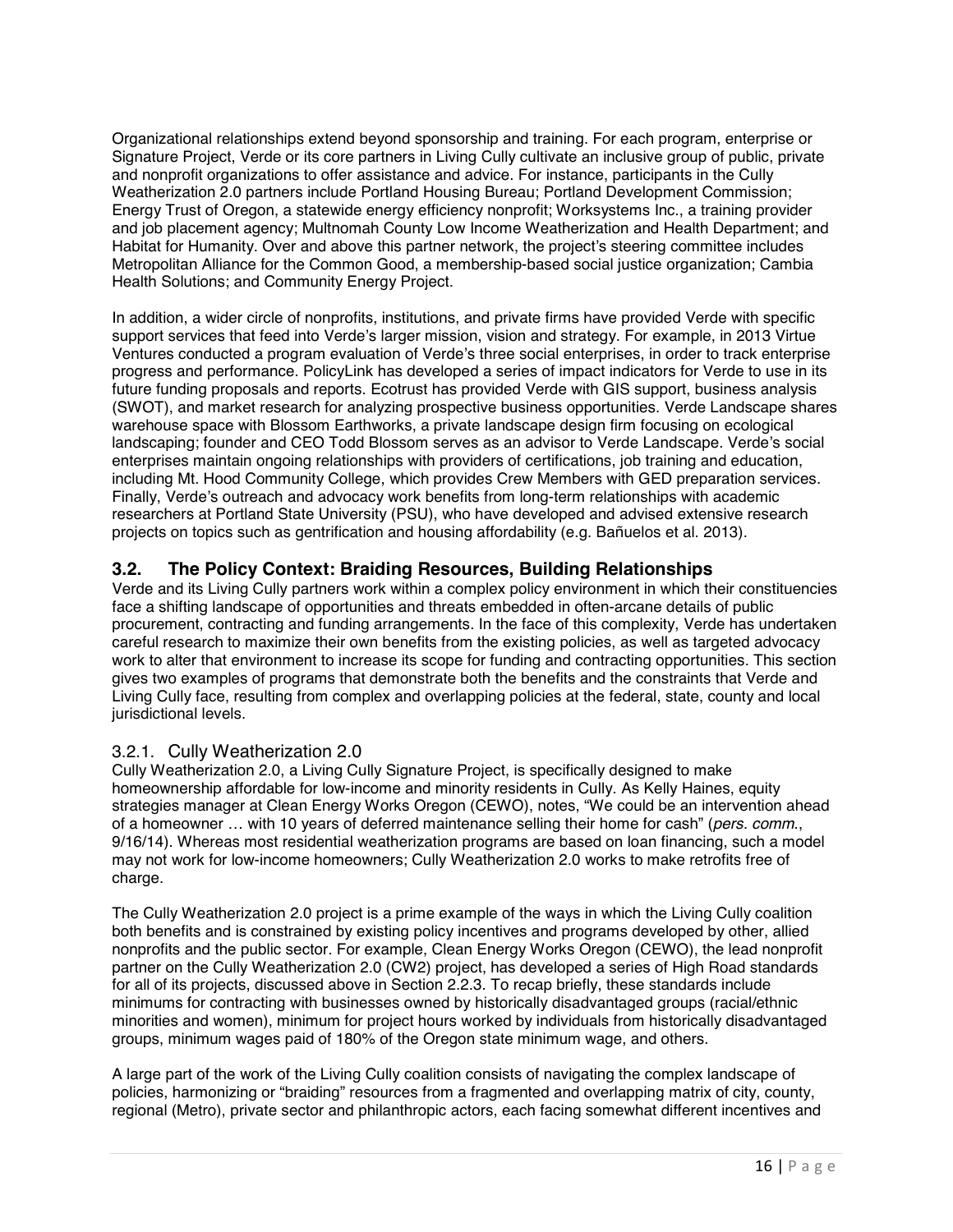Organizational relationships extend beyond sponsorship and training. For each program, enterprise or Signature Project, Verde or its core partners in Living Cully cultivate an inclusive group of public, private and nonprofit organizations to offer assistance and advice. For instance, participants in the Cully Weatherization 2.0 partners include Portland Housing Bureau; Portland Development Commission; Energy Trust of Oregon, a statewide energy efficiency nonprofit; Worksystems Inc., a training provider and job placement agency; Multnomah County Low Income Weatherization and Health Department; and Habitat for Humanity. Over and above this partner network, the project's steering committee includes Metropolitan Alliance for the Common Good, a membership-based social justice organization; Cambia Health Solutions; and Community Energy Project.

In addition, a wider circle of nonprofits, institutions, and private firms have provided Verde with specific support services that feed into Verde's larger mission, vision and strategy. For example, in 2013 Virtue Ventures conducted a program evaluation of Verde's three social enterprises, in order to track enterprise progress and performance. PolicyLink has developed a series of impact indicators for Verde to use in its future funding proposals and reports. Ecotrust has provided Verde with GIS support, business analysis (SWOT), and market research for analyzing prospective business opportunities. Verde Landscape shares warehouse space with Blossom Earthworks, a private landscape design firm focusing on ecological landscaping; founder and CEO Todd Blossom serves as an advisor to Verde Landscape. Verde's social enterprises maintain ongoing relationships with providers of certifications, job training and education, including Mt. Hood Community College, which provides Crew Members with GED preparation services. Finally, Verde's outreach and advocacy work benefits from long-term relationships with academic researchers at Portland State University (PSU), who have developed and advised extensive research projects on topics such as gentrification and housing affordability (e.g. Bañuelos et al. 2013).

## 3.2. The Policy Context: Braiding Resources, Building Relationships

Verde and its Living Cully partners work within a complex policy environment in which their constituencies face a shifting landscape of opportunities and threats embedded in often-arcane details of public procurement, contracting and funding arrangements. In the face of this complexity, Verde has undertaken careful research to maximize their own benefits from the existing policies, as well as targeted advocacy work to alter that environment to increase its scope for funding and contracting opportunities. This section gives two examples of programs that demonstrate both the benefits and the constraints that Verde and Living Cully face, resulting from complex and overlapping policies at the federal, state, county and local jurisdictional levels.

### 3.2.1. Cully Weatherization 2.0

Cully Weatherization 2.0, a Living Cully Signature Project, is specifically designed to make homeownership affordable for low-income and minority residents in Cully. As Kelly Haines, equity strategies manager at Clean Energy Works Oregon (CEWO), notes, "We could be an intervention ahead of a homeowner … with 10 years of deferred maintenance selling their home for cash" (*pers. comm.*, 9/16/14). Whereas most residential weatherization programs are based on loan financing, such a model may not work for low-income homeowners; Cully Weatherization 2.0 works to make retrofits free of charge.

The Cully Weatherization 2.0 project is a prime example of the ways in which the Living Cully coalition both benefits and is constrained by existing policy incentives and programs developed by other, allied nonprofits and the public sector. For example, Clean Energy Works Oregon (CEWO), the lead nonprofit partner on the Cully Weatherization 2.0 (CW2) project, has developed a series of High Road standards for all of its projects, discussed above in Section 2.2.3. To recap briefly, these standards include minimums for contracting with businesses owned by historically disadvantaged groups (racial/ethnic minorities and women), minimum for project hours worked by individuals from historically disadvantaged groups, minimum wages paid of 180% of the Oregon state minimum wage, and others.

A large part of the work of the Living Cully coalition consists of navigating the complex landscape of policies, harmonizing or "braiding" resources from a fragmented and overlapping matrix of city, county, regional (Metro), private sector and philanthropic actors, each facing somewhat different incentives and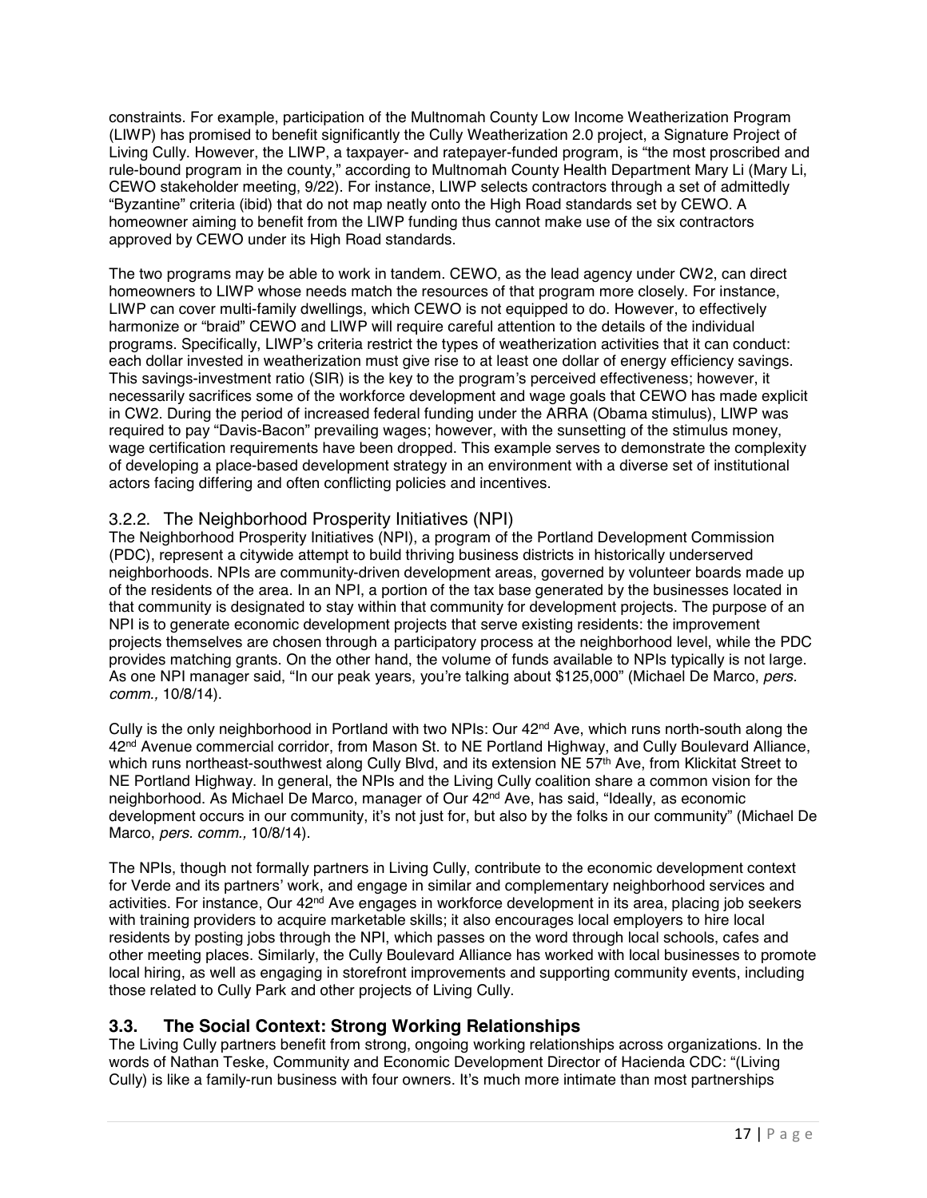constraints. For example, participation of the Multnomah County Low Income Weatherization Program (LIWP) has promised to benefit significantly the Cully Weatherization 2.0 project, a Signature Project of Living Cully. However, the LIWP, a taxpayer- and ratepayer-funded program, is "the most proscribed and rule-bound program in the county," according to Multnomah County Health Department Mary Li (Mary Li, CEWO stakeholder meeting, 9/22). For instance, LIWP selects contractors through a set of admittedly "Byzantine" criteria (ibid) that do not map neatly onto the High Road standards set by CEWO. A homeowner aiming to benefit from the LIWP funding thus cannot make use of the six contractors approved by CEWO under its High Road standards.

The two programs may be able to work in tandem. CEWO, as the lead agency under CW2, can direct homeowners to LIWP whose needs match the resources of that program more closely. For instance, LIWP can cover multi-family dwellings, which CEWO is not equipped to do. However, to effectively harmonize or "braid" CEWO and LIWP will require careful attention to the details of the individual programs. Specifically, LIWP's criteria restrict the types of weatherization activities that it can conduct: each dollar invested in weatherization must give rise to at least one dollar of energy efficiency savings. This savings-investment ratio (SIR) is the key to the program's perceived effectiveness; however, it necessarily sacrifices some of the workforce development and wage goals that CEWO has made explicit in CW2. During the period of increased federal funding under the ARRA (Obama stimulus), LIWP was required to pay "Davis-Bacon" prevailing wages; however, with the sunsetting of the stimulus money, wage certification requirements have been dropped. This example serves to demonstrate the complexity of developing a place-based development strategy in an environment with a diverse set of institutional actors facing differing and often conflicting policies and incentives.

### 3.2.2. The Neighborhood Prosperity Initiatives (NPI)

The Neighborhood Prosperity Initiatives (NPI), a program of the Portland Development Commission (PDC), represent a citywide attempt to build thriving business districts in historically underserved neighborhoods. NPIs are community-driven development areas, governed by volunteer boards made up of the residents of the area. In an NPI, a portion of the tax base generated by the businesses located in that community is designated to stay within that community for development projects. The purpose of an NPI is to generate economic development projects that serve existing residents: the improvement projects themselves are chosen through a participatory process at the neighborhood level, while the PDC provides matching grants. On the other hand, the volume of funds available to NPIs typically is not large. As one NPI manager said, "In our peak years, you're talking about $125,000" (Michael De Marco, *pers. comm.,* 10/8/14).

Cully is the only neighborhood in Portland with two NPIs: Our 42nd Ave, which runs north-south along the 42nd Avenue commercial corridor, from Mason St. to NE Portland Highway, and Cully Boulevard Alliance, which runs northeast-southwest along Cully Blvd, and its extension NE 57th Ave, from Klickitat Street to NE Portland Highway. In general, the NPIs and the Living Cully coalition share a common vision for the neighborhood. As Michael De Marco, manager of Our 42nd Ave, has said, "Ideally, as economic development occurs in our community, it's not just for, but also by the folks in our community" (Michael De Marco, *pers. comm.,* 10/8/14).

The NPIs, though not formally partners in Living Cully, contribute to the economic development context for Verde and its partners' work, and engage in similar and complementary neighborhood services and activities. For instance, Our 42nd Ave engages in workforce development in its area, placing job seekers with training providers to acquire marketable skills; it also encourages local employers to hire local residents by posting jobs through the NPI, which passes on the word through local schools, cafes and other meeting places. Similarly, the Cully Boulevard Alliance has worked with local businesses to promote local hiring, as well as engaging in storefront improvements and supporting community events, including those related to Cully Park and other projects of Living Cully.

## 3.3. The Social Context: Strong Working Relationships

The Living Cully partners benefit from strong, ongoing working relationships across organizations. In the words of Nathan Teske, Community and Economic Development Director of Hacienda CDC: "(Living Cully) is like a family-run business with four owners. It's much more intimate than most partnerships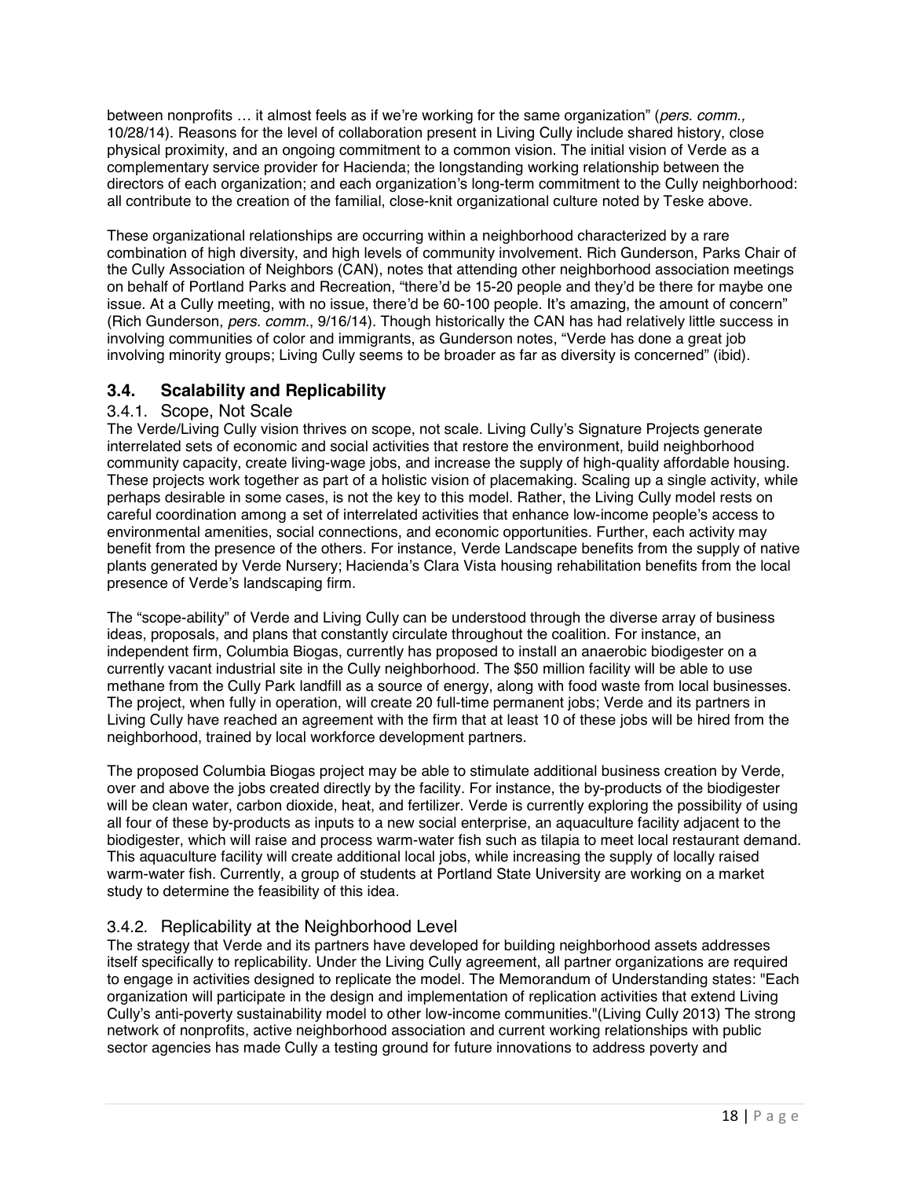between nonprofits … it almost feels as if we're working for the same organization" (*pers. comm.,* 10/28/14). Reasons for the level of collaboration present in Living Cully include shared history, close physical proximity, and an ongoing commitment to a common vision. The initial vision of Verde as a complementary service provider for Hacienda; the longstanding working relationship between the directors of each organization; and each organization's long-term commitment to the Cully neighborhood: all contribute to the creation of the familial, close-knit organizational culture noted by Teske above.

These organizational relationships are occurring within a neighborhood characterized by a rare combination of high diversity, and high levels of community involvement. Rich Gunderson, Parks Chair of the Cully Association of Neighbors (CAN), notes that attending other neighborhood association meetings on behalf of Portland Parks and Recreation, "there'd be 15-20 people and they'd be there for maybe one issue. At a Cully meeting, with no issue, there'd be 60-100 people. It's amazing, the amount of concern" (Rich Gunderson, *pers. comm.*, 9/16/14). Though historically the CAN has had relatively little success in involving communities of color and immigrants, as Gunderson notes, "Verde has done a great job involving minority groups; Living Cully seems to be broader as far as diversity is concerned" (ibid).

## 3.4. Scalability and Replicability

### 3.4.1. Scope, Not Scale

The Verde/Living Cully vision thrives on scope, not scale. Living Cully's Signature Projects generate interrelated sets of economic and social activities that restore the environment, build neighborhood community capacity, create living-wage jobs, and increase the supply of high-quality affordable housing. These projects work together as part of a holistic vision of placemaking. Scaling up a single activity, while perhaps desirable in some cases, is not the key to this model. Rather, the Living Cully model rests on careful coordination among a set of interrelated activities that enhance low-income people's access to environmental amenities, social connections, and economic opportunities. Further, each activity may benefit from the presence of the others. For instance, Verde Landscape benefits from the supply of native plants generated by Verde Nursery; Hacienda's Clara Vista housing rehabilitation benefits from the local presence of Verde's landscaping firm.

The "scope-ability" of Verde and Living Cully can be understood through the diverse array of business ideas, proposals, and plans that constantly circulate throughout the coalition. For instance, an independent firm, Columbia Biogas, currently has proposed to install an anaerobic biodigester on a currently vacant industrial site in the Cully neighborhood. The $50 million facility will be able to use methane from the Cully Park landfill as a source of energy, along with food waste from local businesses. The project, when fully in operation, will create 20 full-time permanent jobs; Verde and its partners in Living Cully have reached an agreement with the firm that at least 10 of these jobs will be hired from the neighborhood, trained by local workforce development partners.

The proposed Columbia Biogas project may be able to stimulate additional business creation by Verde, over and above the jobs created directly by the facility. For instance, the by-products of the biodigester will be clean water, carbon dioxide, heat, and fertilizer. Verde is currently exploring the possibility of using all four of these by-products as inputs to a new social enterprise, an aquaculture facility adjacent to the biodigester, which will raise and process warm-water fish such as tilapia to meet local restaurant demand. This aquaculture facility will create additional local jobs, while increasing the supply of locally raised warm-water fish. Currently, a group of students at Portland State University are working on a market study to determine the feasibility of this idea.

### 3.4.2. Replicability at the Neighborhood Level

The strategy that Verde and its partners have developed for building neighborhood assets addresses itself specifically to replicability. Under the Living Cully agreement, all partner organizations are required to engage in activities designed to replicate the model. The Memorandum of Understanding states: "Each organization will participate in the design and implementation of replication activities that extend Living Cully's anti-poverty sustainability model to other low-income communities."(Living Cully 2013) The strong network of nonprofits, active neighborhood association and current working relationships with public sector agencies has made Cully a testing ground for future innovations to address poverty and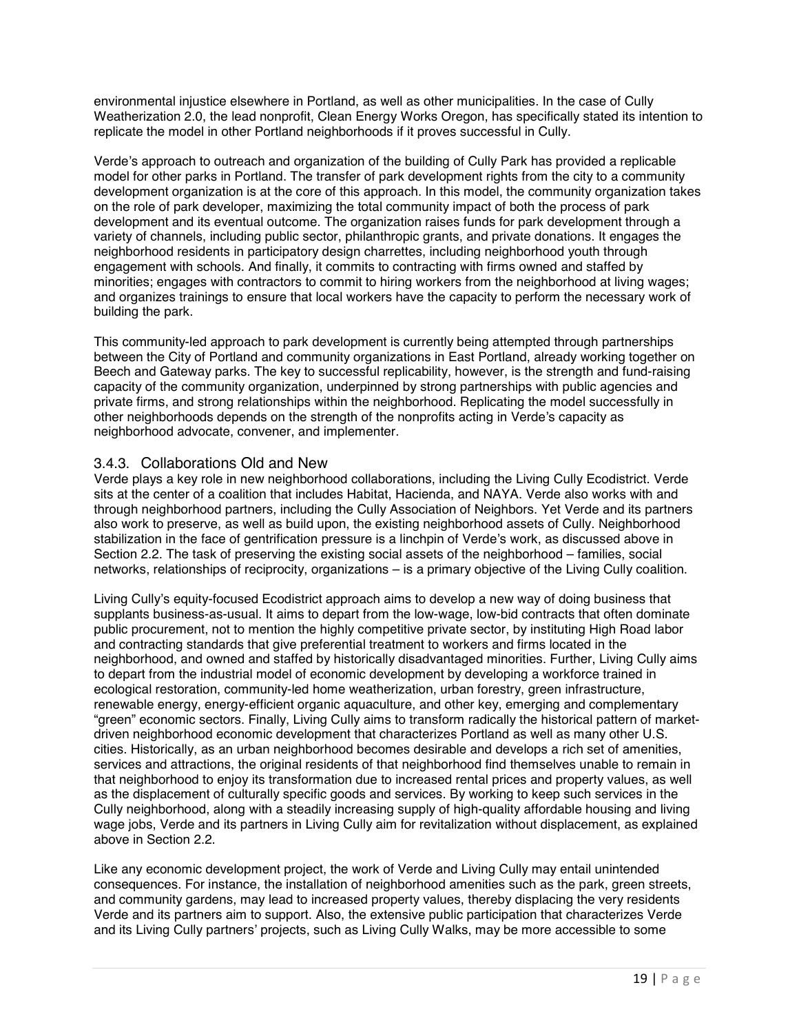environmental injustice elsewhere in Portland, as well as other municipalities. In the case of Cully Weatherization 2.0, the lead nonprofit, Clean Energy Works Oregon, has specifically stated its intention to replicate the model in other Portland neighborhoods if it proves successful in Cully.

Verde's approach to outreach and organization of the building of Cully Park has provided a replicable model for other parks in Portland. The transfer of park development rights from the city to a community development organization is at the core of this approach. In this model, the community organization takes on the role of park developer, maximizing the total community impact of both the process of park development and its eventual outcome. The organization raises funds for park development through a variety of channels, including public sector, philanthropic grants, and private donations. It engages the neighborhood residents in participatory design charrettes, including neighborhood youth through engagement with schools. And finally, it commits to contracting with firms owned and staffed by minorities; engages with contractors to commit to hiring workers from the neighborhood at living wages; and organizes trainings to ensure that local workers have the capacity to perform the necessary work of building the park.

This community-led approach to park development is currently being attempted through partnerships between the City of Portland and community organizations in East Portland, already working together on Beech and Gateway parks. The key to successful replicability, however, is the strength and fund-raising capacity of the community organization, underpinned by strong partnerships with public agencies and private firms, and strong relationships within the neighborhood. Replicating the model successfully in other neighborhoods depends on the strength of the nonprofits acting in Verde's capacity as neighborhood advocate, convener, and implementer.

### 3.4.3. Collaborations Old and New

Verde plays a key role in new neighborhood collaborations, including the Living Cully Ecodistrict. Verde sits at the center of a coalition that includes Habitat, Hacienda, and NAYA. Verde also works with and through neighborhood partners, including the Cully Association of Neighbors. Yet Verde and its partners also work to preserve, as well as build upon, the existing neighborhood assets of Cully. Neighborhood stabilization in the face of gentrification pressure is a linchpin of Verde's work, as discussed above in Section 2.2. The task of preserving the existing social assets of the neighborhood – families, social networks, relationships of reciprocity, organizations – is a primary objective of the Living Cully coalition.

Living Cully's equity-focused Ecodistrict approach aims to develop a new way of doing business that supplants business-as-usual. It aims to depart from the low-wage, low-bid contracts that often dominate public procurement, not to mention the highly competitive private sector, by instituting High Road labor and contracting standards that give preferential treatment to workers and firms located in the neighborhood, and owned and staffed by historically disadvantaged minorities. Further, Living Cully aims to depart from the industrial model of economic development by developing a workforce trained in ecological restoration, community-led home weatherization, urban forestry, green infrastructure, renewable energy, energy-efficient organic aquaculture, and other key, emerging and complementary "green" economic sectors. Finally, Living Cully aims to transform radically the historical pattern of market-driven neighborhood economic development that characterizes Portland as well as many other U.S. cities. Historically, as an urban neighborhood becomes desirable and develops a rich set of amenities, services and attractions, the original residents of that neighborhood find themselves unable to remain in that neighborhood to enjoy its transformation due to increased rental prices and property values, as well as the displacement of culturally specific goods and services. By working to keep such services in the Cully neighborhood, along with a steadily increasing supply of high-quality affordable housing and living wage jobs, Verde and its partners in Living Cully aim for revitalization without displacement, as explained above in Section 2.2.

Like any economic development project, the work of Verde and Living Cully may entail unintended consequences. For instance, the installation of neighborhood amenities such as the park, green streets, and community gardens, may lead to increased property values, thereby displacing the very residents Verde and its partners aim to support. Also, the extensive public participation that characterizes Verde and its Living Cully partners' projects, such as Living Cully Walks, may be more accessible to some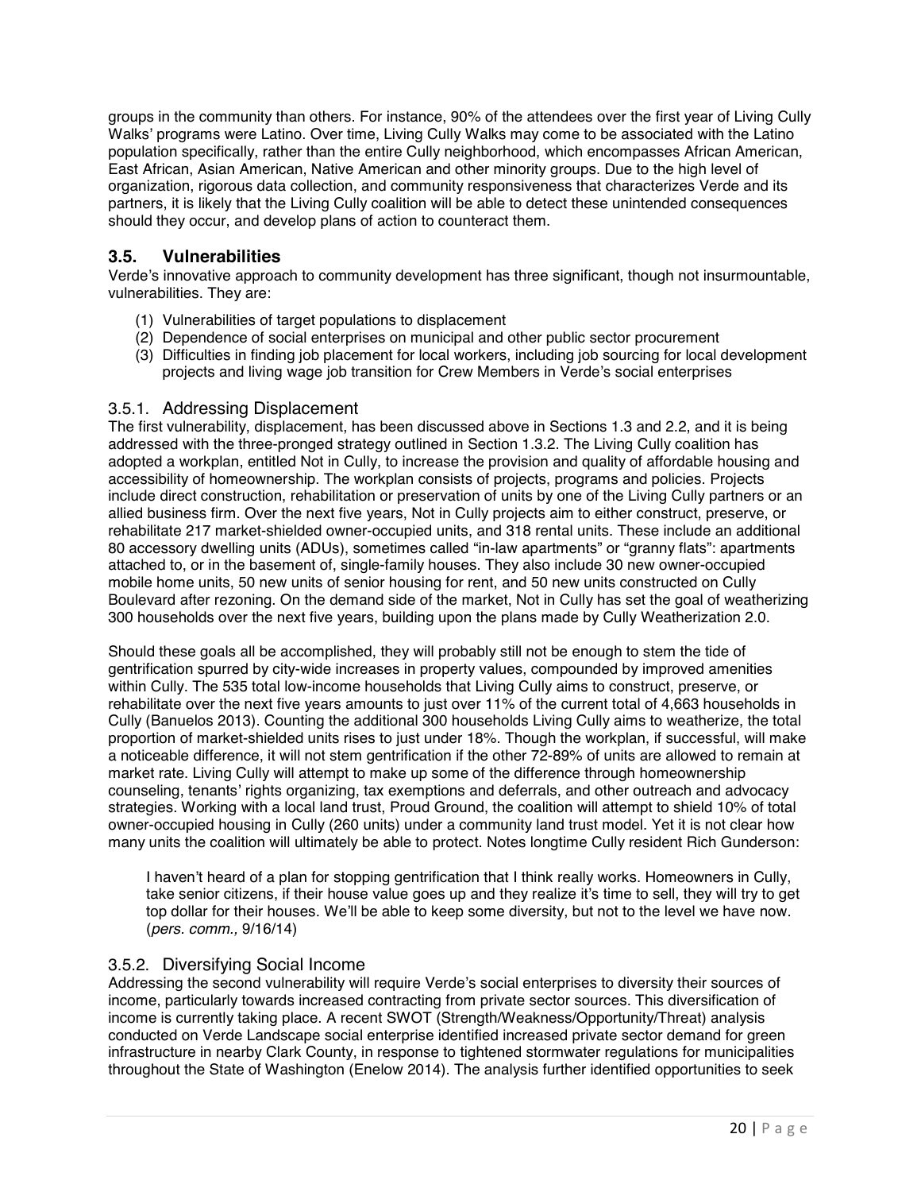groups in the community than others. For instance, 90% of the attendees over the first year of Living Cully Walks' programs were Latino. Over time, Living Cully Walks may come to be associated with the Latino population specifically, rather than the entire Cully neighborhood, which encompasses African American, East African, Asian American, Native American and other minority groups. Due to the high level of organization, rigorous data collection, and community responsiveness that characterizes Verde and its partners, it is likely that the Living Cully coalition will be able to detect these unintended consequences should they occur, and develop plans of action to counteract them.

## 3.5. Vulnerabilities

Verde's innovative approach to community development has three significant, though not insurmountable, vulnerabilities. They are:

(1) Vulnerabilities of target populations to displacement
(2) Dependence of social enterprises on municipal and other public sector procurement
(3) Difficulties in finding job placement for local workers, including job sourcing for local development projects and living wage job transition for Crew Members in Verde's social enterprises

### 3.5.1. Addressing Displacement

The first vulnerability, displacement, has been discussed above in Sections 1.3 and 2.2, and it is being addressed with the three-pronged strategy outlined in Section 1.3.2. The Living Cully coalition has adopted a workplan, entitled Not in Cully, to increase the provision and quality of affordable housing and accessibility of homeownership. The workplan consists of projects, programs and policies. Projects include direct construction, rehabilitation or preservation of units by one of the Living Cully partners or an allied business firm. Over the next five years, Not in Cully projects aim to either construct, preserve, or rehabilitate 217 market-shielded owner-occupied units, and 318 rental units. These include an additional 80 accessory dwelling units (ADUs), sometimes called "in-law apartments" or "granny flats": apartments attached to, or in the basement of, single-family houses. They also include 30 new owner-occupied mobile home units, 50 new units of senior housing for rent, and 50 new units constructed on Cully Boulevard after rezoning. On the demand side of the market, Not in Cully has set the goal of weatherizing 300 households over the next five years, building upon the plans made by Cully Weatherization 2.0.

Should these goals all be accomplished, they will probably still not be enough to stem the tide of gentrification spurred by city-wide increases in property values, compounded by improved amenities within Cully. The 535 total low-income households that Living Cully aims to construct, preserve, or rehabilitate over the next five years amounts to just over 11% of the current total of 4,663 households in Cully (Banuelos 2013). Counting the additional 300 households Living Cully aims to weatherize, the total proportion of market-shielded units rises to just under 18%. Though the workplan, if successful, will make a noticeable difference, it will not stem gentrification if the other 72-89% of units are allowed to remain at market rate. Living Cully will attempt to make up some of the difference through homeownership counseling, tenants' rights organizing, tax exemptions and deferrals, and other outreach and advocacy strategies. Working with a local land trust, Proud Ground, the coalition will attempt to shield 10% of total owner-occupied housing in Cully (260 units) under a community land trust model. Yet it is not clear how many units the coalition will ultimately be able to protect. Notes longtime Cully resident Rich Gunderson:

> I haven't heard of a plan for stopping gentrification that I think really works. Homeowners in Cully, take senior citizens, if their house value goes up and they realize it's time to sell, they will try to get top dollar for their houses. We'll be able to keep some diversity, but not to the level we have now. (*pers. comm.,* 9/16/14)

### 3.5.2. Diversifying Social Income

Addressing the second vulnerability will require Verde's social enterprises to diversity their sources of income, particularly towards increased contracting from private sector sources. This diversification of income is currently taking place. A recent SWOT (Strength/Weakness/Opportunity/Threat) analysis conducted on Verde Landscape social enterprise identified increased private sector demand for green infrastructure in nearby Clark County, in response to tightened stormwater regulations for municipalities throughout the State of Washington (Enelow 2014). The analysis further identified opportunities to seek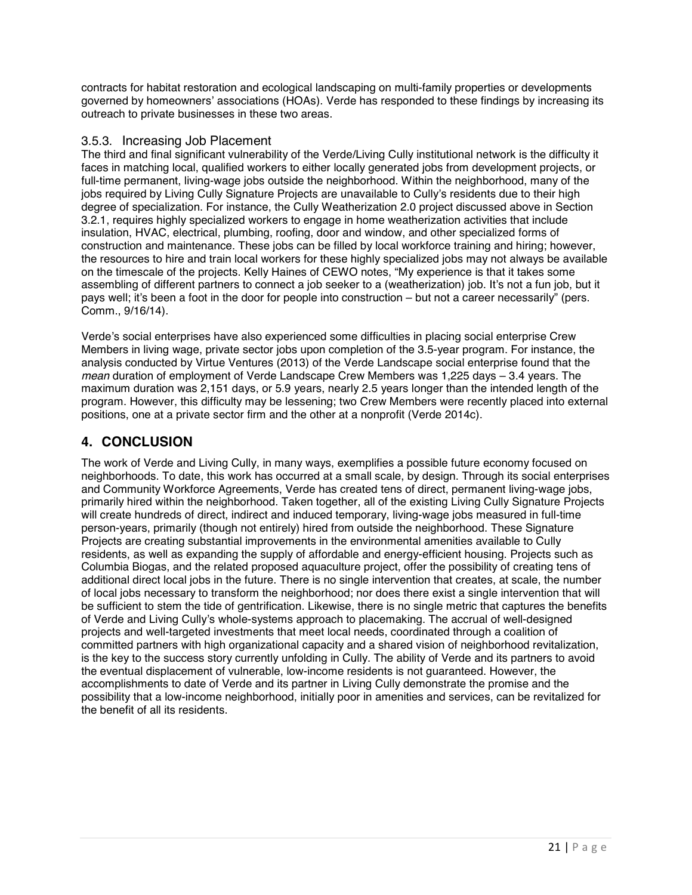contracts for habitat restoration and ecological landscaping on multi-family properties or developments governed by homeowners' associations (HOAs). Verde has responded to these findings by increasing its outreach to private businesses in these two areas.

### 3.5.3. Increasing Job Placement

The third and final significant vulnerability of the Verde/Living Cully institutional network is the difficulty it faces in matching local, qualified workers to either locally generated jobs from development projects, or full-time permanent, living-wage jobs outside the neighborhood. Within the neighborhood, many of the jobs required by Living Cully Signature Projects are unavailable to Cully's residents due to their high degree of specialization. For instance, the Cully Weatherization 2.0 project discussed above in Section 3.2.1, requires highly specialized workers to engage in home weatherization activities that include insulation, HVAC, electrical, plumbing, roofing, door and window, and other specialized forms of construction and maintenance. These jobs can be filled by local workforce training and hiring; however, the resources to hire and train local workers for these highly specialized jobs may not always be available on the timescale of the projects. Kelly Haines of CEWO notes, "My experience is that it takes some assembling of different partners to connect a job seeker to a (weatherization) job. It's not a fun job, but it pays well; it's been a foot in the door for people into construction – but not a career necessarily" (pers. Comm., 9/16/14).

Verde's social enterprises have also experienced some difficulties in placing social enterprise Crew Members in living wage, private sector jobs upon completion of the 3.5-year program. For instance, the analysis conducted by Virtue Ventures (2013) of the Verde Landscape social enterprise found that the *mean* duration of employment of Verde Landscape Crew Members was 1,225 days – 3.4 years. The maximum duration was 2,151 days, or 5.9 years, nearly 2.5 years longer than the intended length of the program. However, this difficulty may be lessening; two Crew Members were recently placed into external positions, one at a private sector firm and the other at a nonprofit (Verde 2014c).

## 4. CONCLUSION

The work of Verde and Living Cully, in many ways, exemplifies a possible future economy focused on neighborhoods. To date, this work has occurred at a small scale, by design. Through its social enterprises and Community Workforce Agreements, Verde has created tens of direct, permanent living-wage jobs, primarily hired within the neighborhood. Taken together, all of the existing Living Cully Signature Projects will create hundreds of direct, indirect and induced temporary, living-wage jobs measured in full-time person-years, primarily (though not entirely) hired from outside the neighborhood. These Signature Projects are creating substantial improvements in the environmental amenities available to Cully residents, as well as expanding the supply of affordable and energy-efficient housing. Projects such as Columbia Biogas, and the related proposed aquaculture project, offer the possibility of creating tens of additional direct local jobs in the future. There is no single intervention that creates, at scale, the number of local jobs necessary to transform the neighborhood; nor does there exist a single intervention that will be sufficient to stem the tide of gentrification. Likewise, there is no single metric that captures the benefits of Verde and Living Cully's whole-systems approach to placemaking. The accrual of well-designed projects and well-targeted investments that meet local needs, coordinated through a coalition of committed partners with high organizational capacity and a shared vision of neighborhood revitalization, is the key to the success story currently unfolding in Cully. The ability of Verde and its partners to avoid the eventual displacement of vulnerable, low-income residents is not guaranteed. However, the accomplishments to date of Verde and its partner in Living Cully demonstrate the promise and the possibility that a low-income neighborhood, initially poor in amenities and services, can be revitalized for the benefit of all its residents.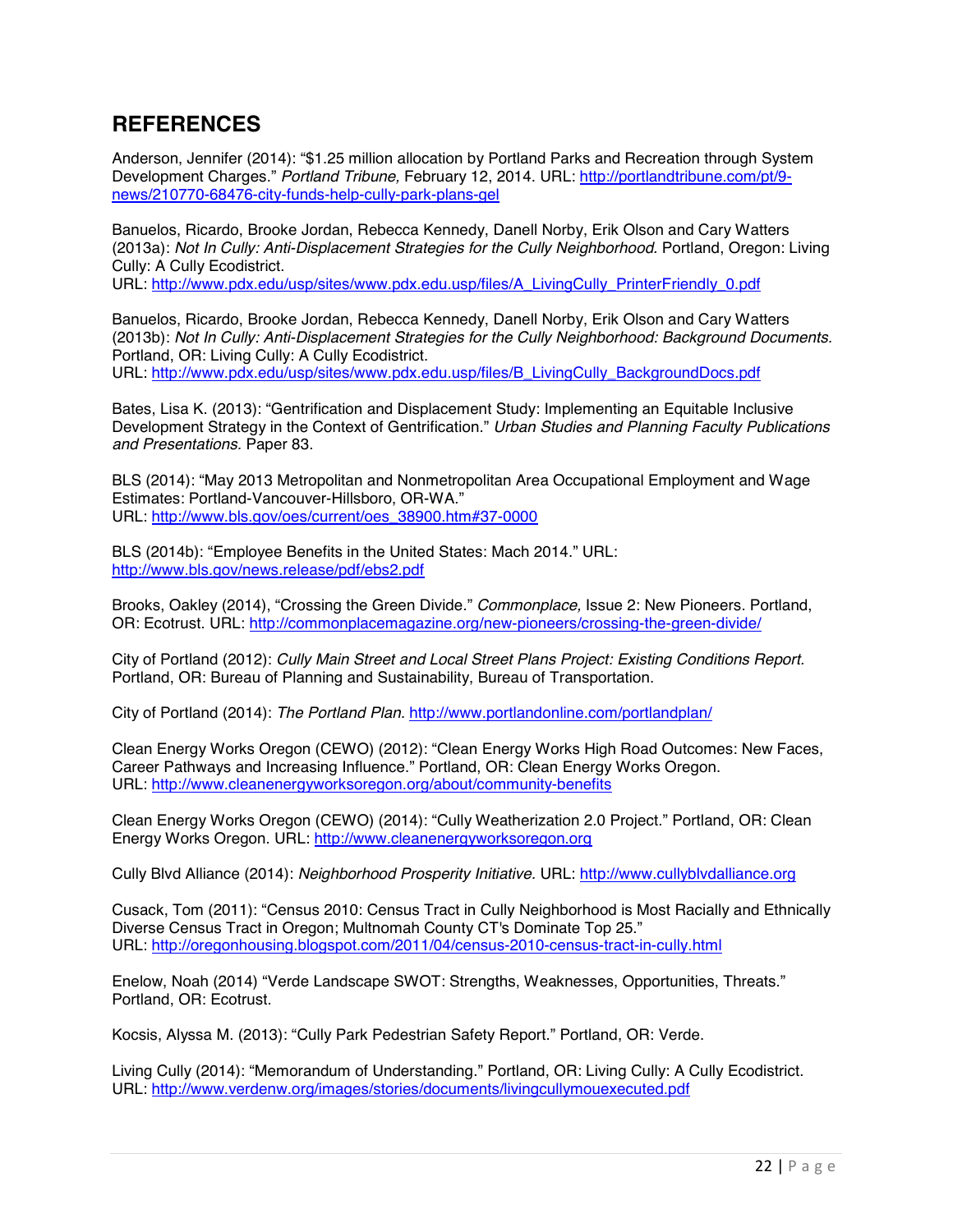## REFERENCES

Anderson, Jennifer (2014): "$1.25 million allocation by Portland Parks and Recreation through System Development Charges." *Portland Tribune,* February 12, 2014. URL: http://portlandtribune.com/pt/9-news/210770-68476-city-funds-help-cully-park-plans-gel

Banuelos, Ricardo, Brooke Jordan, Rebecca Kennedy, Danell Norby, Erik Olson and Cary Watters (2013a): *Not In Cully: Anti-Displacement Strategies for the Cully Neighborhood.* Portland, Oregon: Living Cully: A Cully Ecodistrict.
URL: http://www.pdx.edu/usp/sites/www.pdx.edu.usp/files/A_LivingCully_PrinterFriendly_0.pdf

Banuelos, Ricardo, Brooke Jordan, Rebecca Kennedy, Danell Norby, Erik Olson and Cary Watters (2013b): *Not In Cully: Anti-Displacement Strategies for the Cully Neighborhood: Background Documents.* Portland, OR: Living Cully: A Cully Ecodistrict.
URL: http://www.pdx.edu/usp/sites/www.pdx.edu.usp/files/B_LivingCully_BackgroundDocs.pdf

Bates, Lisa K. (2013): "Gentrification and Displacement Study: Implementing an Equitable Inclusive Development Strategy in the Context of Gentrification." *Urban Studies and Planning Faculty Publications and Presentations.* Paper 83.

BLS (2014): "May 2013 Metropolitan and Nonmetropolitan Area Occupational Employment and Wage Estimates: Portland-Vancouver-Hillsboro, OR-WA."
URL: http://www.bls.gov/oes/current/oes_38900.htm#37-0000

BLS (2014b): "Employee Benefits in the United States: Mach 2014." URL: http://www.bls.gov/news.release/pdf/ebs2.pdf

Brooks, Oakley (2014), "Crossing the Green Divide." *Commonplace,* Issue 2: New Pioneers. Portland, OR: Ecotrust. URL: http://commonplacemagazine.org/new-pioneers/crossing-the-green-divide/

City of Portland (2012): *Cully Main Street and Local Street Plans Project: Existing Conditions Report.* Portland, OR: Bureau of Planning and Sustainability, Bureau of Transportation.

City of Portland (2014): *The Portland Plan.* http://www.portlandonline.com/portlandplan/

Clean Energy Works Oregon (CEWO) (2012): "Clean Energy Works High Road Outcomes: New Faces, Career Pathways and Increasing Influence." Portland, OR: Clean Energy Works Oregon.
URL: http://www.cleanenergyworksoregon.org/about/community-benefits

Clean Energy Works Oregon (CEWO) (2014): "Cully Weatherization 2.0 Project." Portland, OR: Clean Energy Works Oregon. URL: http://www.cleanenergyworksoregon.org

Cully Blvd Alliance (2014): *Neighborhood Prosperity Initiative.* URL: http://www.cullyblvdalliance.org

Cusack, Tom (2011): "Census 2010: Census Tract in Cully Neighborhood is Most Racially and Ethnically Diverse Census Tract in Oregon; Multnomah County CT's Dominate Top 25."
URL: http://oregonhousing.blogspot.com/2011/04/census-2010-census-tract-in-cully.html

Enelow, Noah (2014) "Verde Landscape SWOT: Strengths, Weaknesses, Opportunities, Threats." Portland, OR: Ecotrust.

Kocsis, Alyssa M. (2013): "Cully Park Pedestrian Safety Report." Portland, OR: Verde.

Living Cully (2014): "Memorandum of Understanding." Portland, OR: Living Cully: A Cully Ecodistrict.
URL: http://www.verdenw.org/images/stories/documents/livingcullymouexecuted.pdf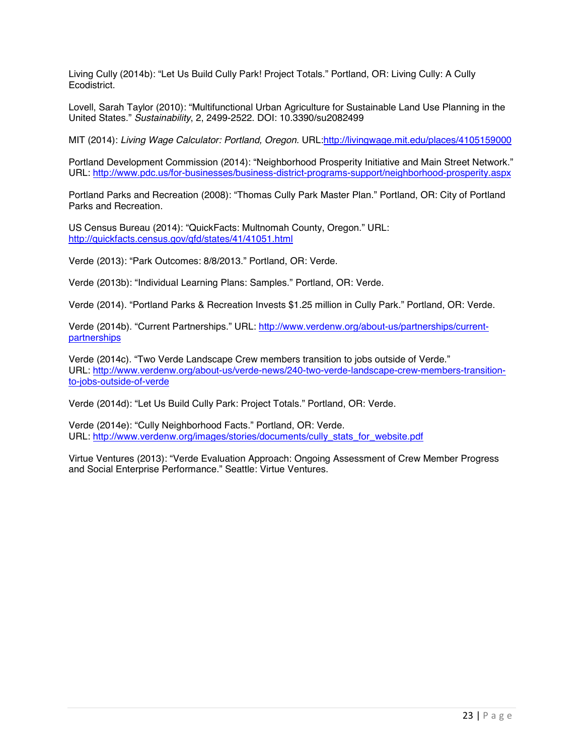Living Cully (2014b): “Let Us Build Cully Park! Project Totals.” Portland, OR: Living Cully: A Cully Ecodistrict.

Lovell, Sarah Taylor (2010): “Multifunctional Urban Agriculture for Sustainable Land Use Planning in the United States.” *Sustainability*, 2, 2499-2522. DOI: 10.3390/su2082499

MIT (2014): *Living Wage Calculator: Portland, Oregon.* URL:http://livingwage.mit.edu/places/4105159000

Portland Development Commission (2014): “Neighborhood Prosperity Initiative and Main Street Network.” URL: http://www.pdc.us/for-businesses/business-district-programs-support/neighborhood-prosperity.aspx

Portland Parks and Recreation (2008): “Thomas Cully Park Master Plan.” Portland, OR: City of Portland Parks and Recreation.

US Census Bureau (2014): “QuickFacts: Multnomah County, Oregon.” URL: http://quickfacts.census.gov/qfd/states/41/41051.html

Verde (2013): “Park Outcomes: 8/8/2013.” Portland, OR: Verde.

Verde (2013b): “Individual Learning Plans: Samples.” Portland, OR: Verde.

Verde (2014). “Portland Parks & Recreation Invests $1.25 million in Cully Park.” Portland, OR: Verde.

Verde (2014b). “Current Partnerships.” URL: http://www.verdenw.org/about-us/partnerships/current-partnerships

Verde (2014c). “Two Verde Landscape Crew members transition to jobs outside of Verde.” URL: http://www.verdenw.org/about-us/verde-news/240-two-verde-landscape-crew-members-transition-to-jobs-outside-of-verde

Verde (2014d): “Let Us Build Cully Park: Project Totals.” Portland, OR: Verde.

Verde (2014e): “Cully Neighborhood Facts.” Portland, OR: Verde.
URL: http://www.verdenw.org/images/stories/documents/cully_stats_for_website.pdf

Virtue Ventures (2013): “Verde Evaluation Approach: Ongoing Assessment of Crew Member Progress and Social Enterprise Performance.” Seattle: Virtue Ventures.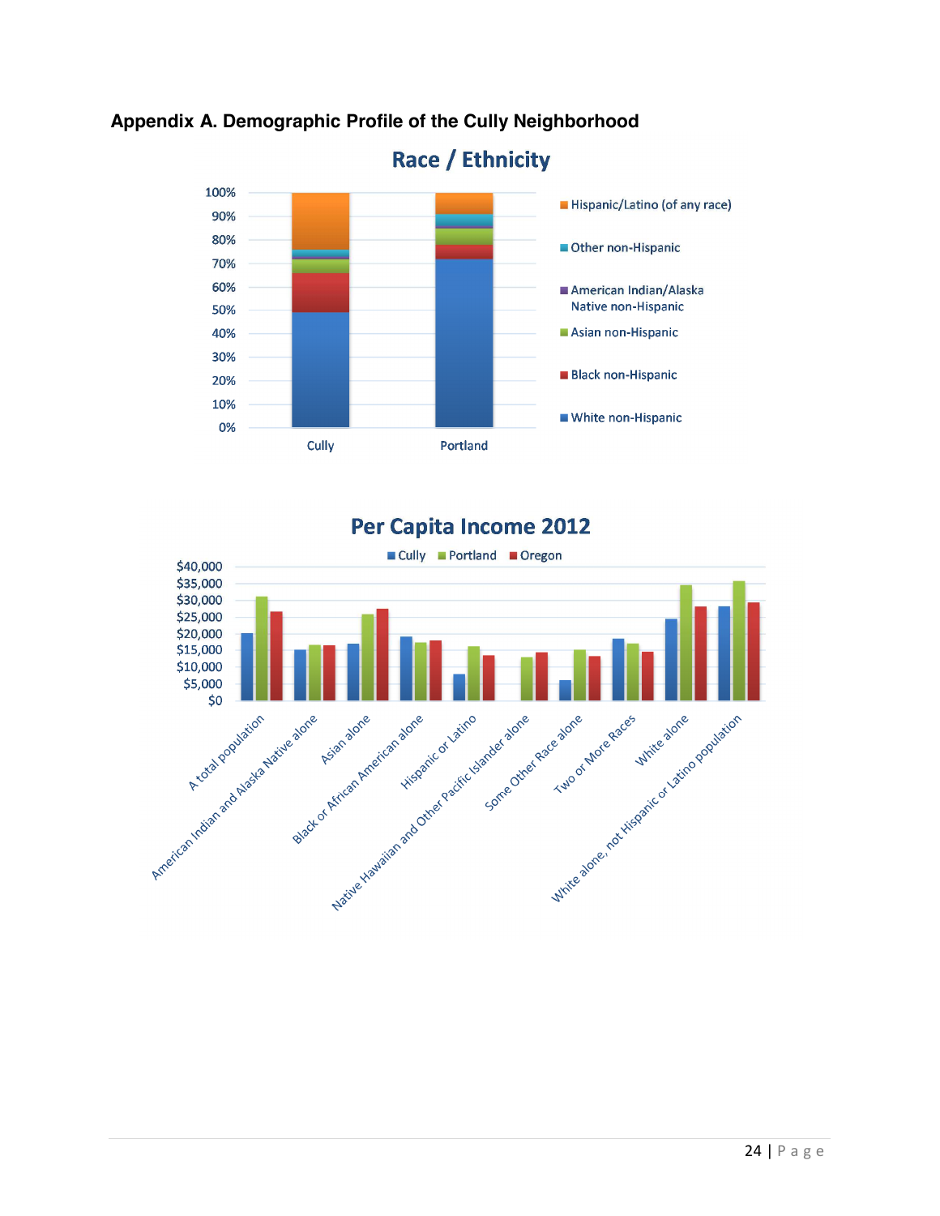## Appendix A. Demographic Profile of the Cully Neighborhood

Race / Ethnicity

100%
90%
80%
70%
60%
50%
40%
30%
20%
10%
0%

Cully
Portland

Hispanic/Latino (of any race)
Other non-Hispanic
American Indian/Alaska Native non-Hispanic
Asian non-Hispanic
Black non-Hispanic
White non-Hispanic

Per Capita Income 2012

Cully
Portland
Oregon

$40,000
$35,000
$30,000
$25,000
$20,000
$15,000
$10,000
$5,000
$0

A total population
American Indian and Alaska Native alone
Asian alone
Black or African American alone
Hispanic or Latino
Native Hawaiian and Other Pacific Islander alone
Some Other Race alone
Two or More Races
White alone
White alone, not Hispanic or Latino population